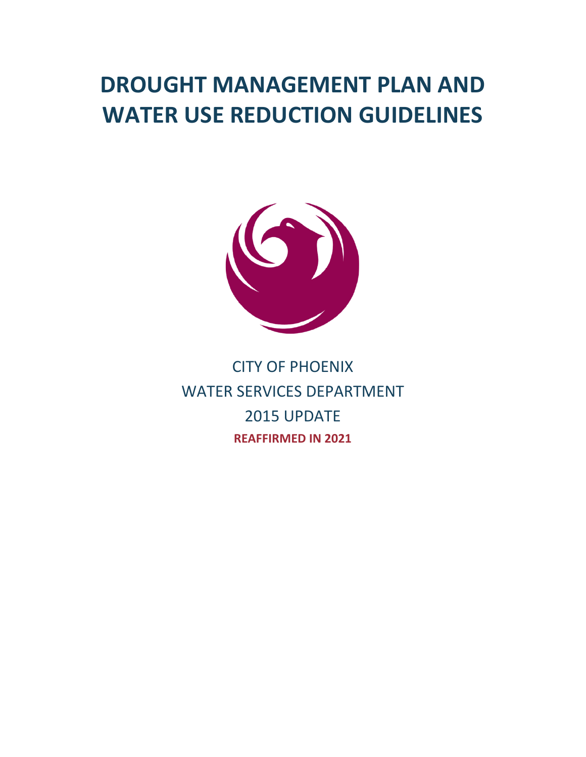# DROUGHT MANAGEMENT PLAN AND WATER USE REDUCTION GUIDELINES

CITY OF PHOENIX

WATER SERVICES DEPARTMENT

2015 UPDATE

**REAFFIRMED IN 2021**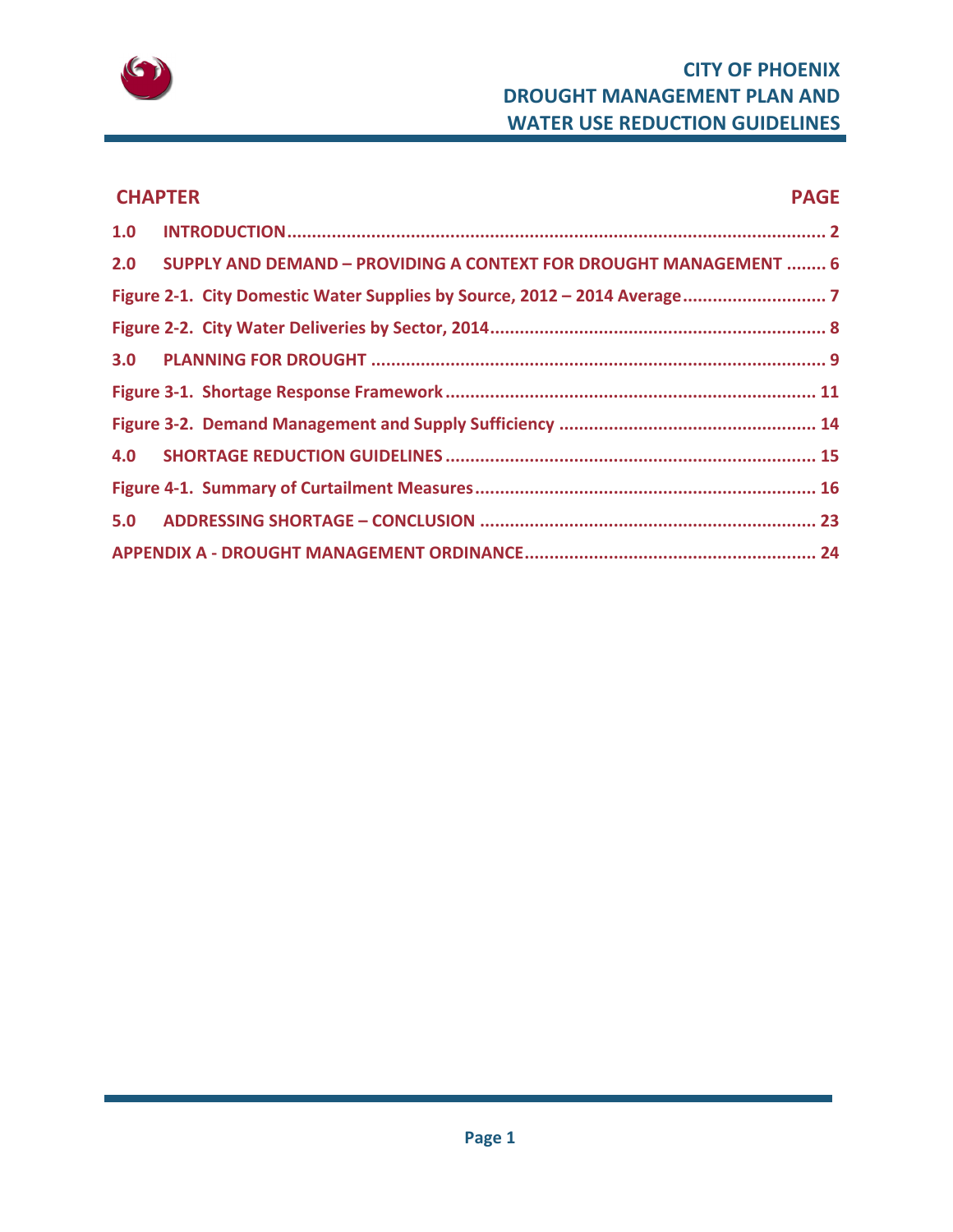| CHAPTER | | PAGE |
|---|---|---|
| 1.0 | INTRODUCTION | 2 |
| 2.0 | SUPPLY AND DEMAND – PROVIDING A CONTEXT FOR DROUGHT MANAGEMENT | 6 |
| Figure 2-1. City Domestic Water Supplies by Source, 2012 – 2014 Average | | 7 |
| Figure 2-2. City Water Deliveries by Sector, 2014 | | 8 |
| 3.0 | PLANNING FOR DROUGHT | 9 |
| Figure 3-1. Shortage Response Framework | | 11 |
| Figure 3-2. Demand Management and Supply Sufficiency | | 14 |
| 4.0 | SHORTAGE REDUCTION GUIDELINES | 15 |
| Figure 4-1. Summary of Curtailment Measures | | 16 |
| 5.0 | ADDRESSING SHORTAGE – CONCLUSION | 23 |
| APPENDIX A - DROUGHT MANAGEMENT ORDINANCE | | 24 |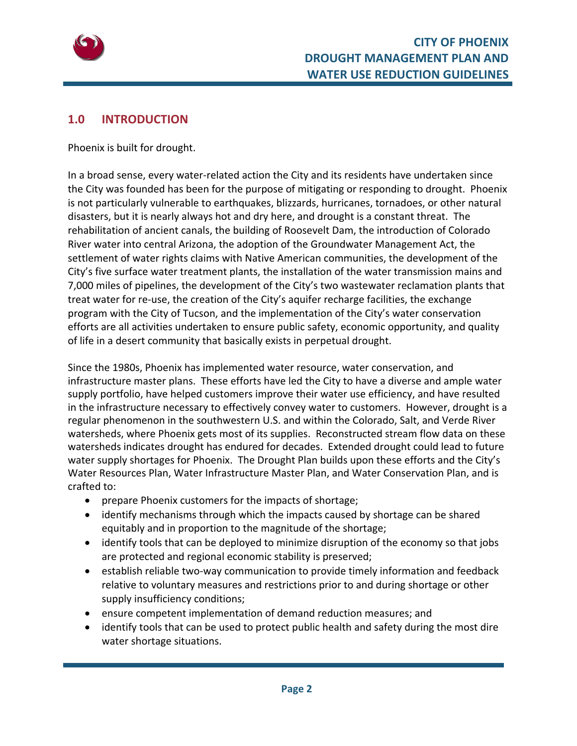## 1.0 INTRODUCTION

Phoenix is built for drought.

In a broad sense, every water-related action the City and its residents have undertaken since the City was founded has been for the purpose of mitigating or responding to drought. Phoenix is not particularly vulnerable to earthquakes, blizzards, hurricanes, tornadoes, or other natural disasters, but it is nearly always hot and dry here, and drought is a constant threat. The rehabilitation of ancient canals, the building of Roosevelt Dam, the introduction of Colorado River water into central Arizona, the adoption of the Groundwater Management Act, the settlement of water rights claims with Native American communities, the development of the City's five surface water treatment plants, the installation of the water transmission mains and 7,000 miles of pipelines, the development of the City's two wastewater reclamation plants that treat water for re-use, the creation of the City's aquifer recharge facilities, the exchange program with the City of Tucson, and the implementation of the City's water conservation efforts are all activities undertaken to ensure public safety, economic opportunity, and quality of life in a desert community that basically exists in perpetual drought.

Since the 1980s, Phoenix has implemented water resource, water conservation, and infrastructure master plans. These efforts have led the City to have a diverse and ample water supply portfolio, have helped customers improve their water use efficiency, and have resulted in the infrastructure necessary to effectively convey water to customers. However, drought is a regular phenomenon in the southwestern U.S. and within the Colorado, Salt, and Verde River watersheds, where Phoenix gets most of its supplies. Reconstructed stream flow data on these watersheds indicates drought has endured for decades. Extended drought could lead to future water supply shortages for Phoenix. The Drought Plan builds upon these efforts and the City's Water Resources Plan, Water Infrastructure Master Plan, and Water Conservation Plan, and is crafted to:

- prepare Phoenix customers for the impacts of shortage;
- identify mechanisms through which the impacts caused by shortage can be shared equitably and in proportion to the magnitude of the shortage;
- identify tools that can be deployed to minimize disruption of the economy so that jobs are protected and regional economic stability is preserved;
- establish reliable two-way communication to provide timely information and feedback relative to voluntary measures and restrictions prior to and during shortage or other supply insufficiency conditions;
- ensure competent implementation of demand reduction measures; and
- identify tools that can be used to protect public health and safety during the most dire water shortage situations.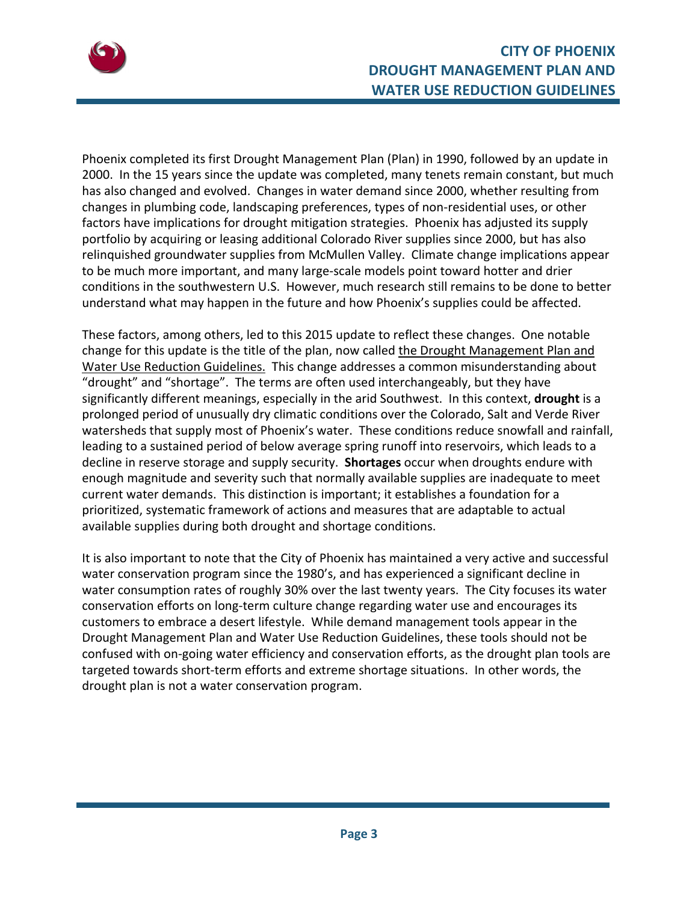Phoenix completed its first Drought Management Plan (Plan) in 1990, followed by an update in 2000. In the 15 years since the update was completed, many tenets remain constant, but much has also changed and evolved. Changes in water demand since 2000, whether resulting from changes in plumbing code, landscaping preferences, types of non-residential uses, or other factors have implications for drought mitigation strategies. Phoenix has adjusted its supply portfolio by acquiring or leasing additional Colorado River supplies since 2000, but has also relinquished groundwater supplies from McMullen Valley. Climate change implications appear to be much more important, and many large-scale models point toward hotter and drier conditions in the southwestern U.S. However, much research still remains to be done to better understand what may happen in the future and how Phoenix's supplies could be affected.

These factors, among others, led to this 2015 update to reflect these changes. One notable change for this update is the title of the plan, now called the Drought Management Plan and Water Use Reduction Guidelines. This change addresses a common misunderstanding about "drought" and "shortage". The terms are often used interchangeably, but they have significantly different meanings, especially in the arid Southwest. In this context, **drought** is a prolonged period of unusually dry climatic conditions over the Colorado, Salt and Verde River watersheds that supply most of Phoenix's water. These conditions reduce snowfall and rainfall, leading to a sustained period of below average spring runoff into reservoirs, which leads to a decline in reserve storage and supply security. **Shortages** occur when droughts endure with enough magnitude and severity such that normally available supplies are inadequate to meet current water demands. This distinction is important; it establishes a foundation for a prioritized, systematic framework of actions and measures that are adaptable to actual available supplies during both drought and shortage conditions.

It is also important to note that the City of Phoenix has maintained a very active and successful water conservation program since the 1980's, and has experienced a significant decline in water consumption rates of roughly 30% over the last twenty years. The City focuses its water conservation efforts on long-term culture change regarding water use and encourages its customers to embrace a desert lifestyle. While demand management tools appear in the Drought Management Plan and Water Use Reduction Guidelines, these tools should not be confused with on-going water efficiency and conservation efforts, as the drought plan tools are targeted towards short-term efforts and extreme shortage situations. In other words, the drought plan is not a water conservation program.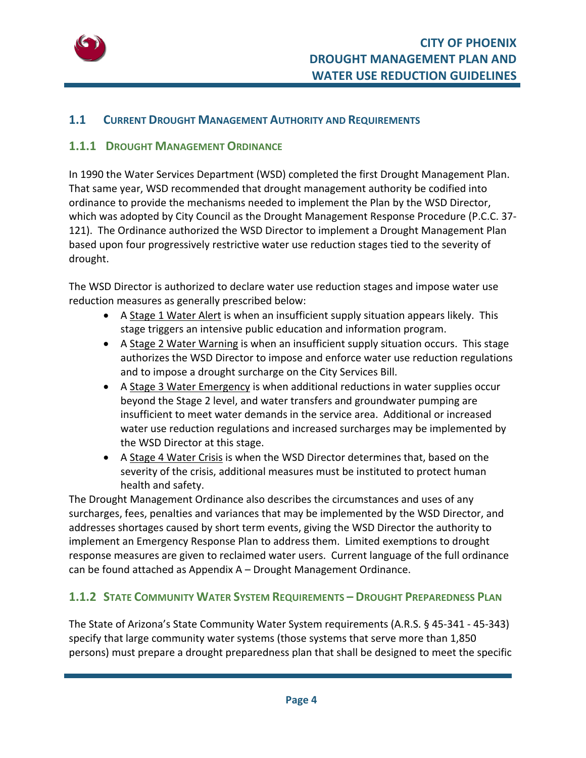## 1.1 Current Drought Management Authority and Requirements

### 1.1.1 Drought Management Ordinance

In 1990 the Water Services Department (WSD) completed the first Drought Management Plan. That same year, WSD recommended that drought management authority be codified into ordinance to provide the mechanisms needed to implement the Plan by the WSD Director, which was adopted by City Council as the Drought Management Response Procedure (P.C.C. 37-121). The Ordinance authorized the WSD Director to implement a Drought Management Plan based upon four progressively restrictive water use reduction stages tied to the severity of drought.

The WSD Director is authorized to declare water use reduction stages and impose water use reduction measures as generally prescribed below:

- A Stage 1 Water Alert is when an insufficient supply situation appears likely. This stage triggers an intensive public education and information program.
- A Stage 2 Water Warning is when an insufficient supply situation occurs. This stage authorizes the WSD Director to impose and enforce water use reduction regulations and to impose a drought surcharge on the City Services Bill.
- A Stage 3 Water Emergency is when additional reductions in water supplies occur beyond the Stage 2 level, and water transfers and groundwater pumping are insufficient to meet water demands in the service area. Additional or increased water use reduction regulations and increased surcharges may be implemented by the WSD Director at this stage.
- A Stage 4 Water Crisis is when the WSD Director determines that, based on the severity of the crisis, additional measures must be instituted to protect human health and safety.

The Drought Management Ordinance also describes the circumstances and uses of any surcharges, fees, penalties and variances that may be implemented by the WSD Director, and addresses shortages caused by short term events, giving the WSD Director the authority to implement an Emergency Response Plan to address them. Limited exemptions to drought response measures are given to reclaimed water users. Current language of the full ordinance can be found attached as Appendix A – Drought Management Ordinance.

### 1.1.2 State Community Water System Requirements – Drought Preparedness Plan

The State of Arizona's State Community Water System requirements (A.R.S. § 45-341 - 45-343) specify that large community water systems (those systems that serve more than 1,850 persons) must prepare a drought preparedness plan that shall be designed to meet the specific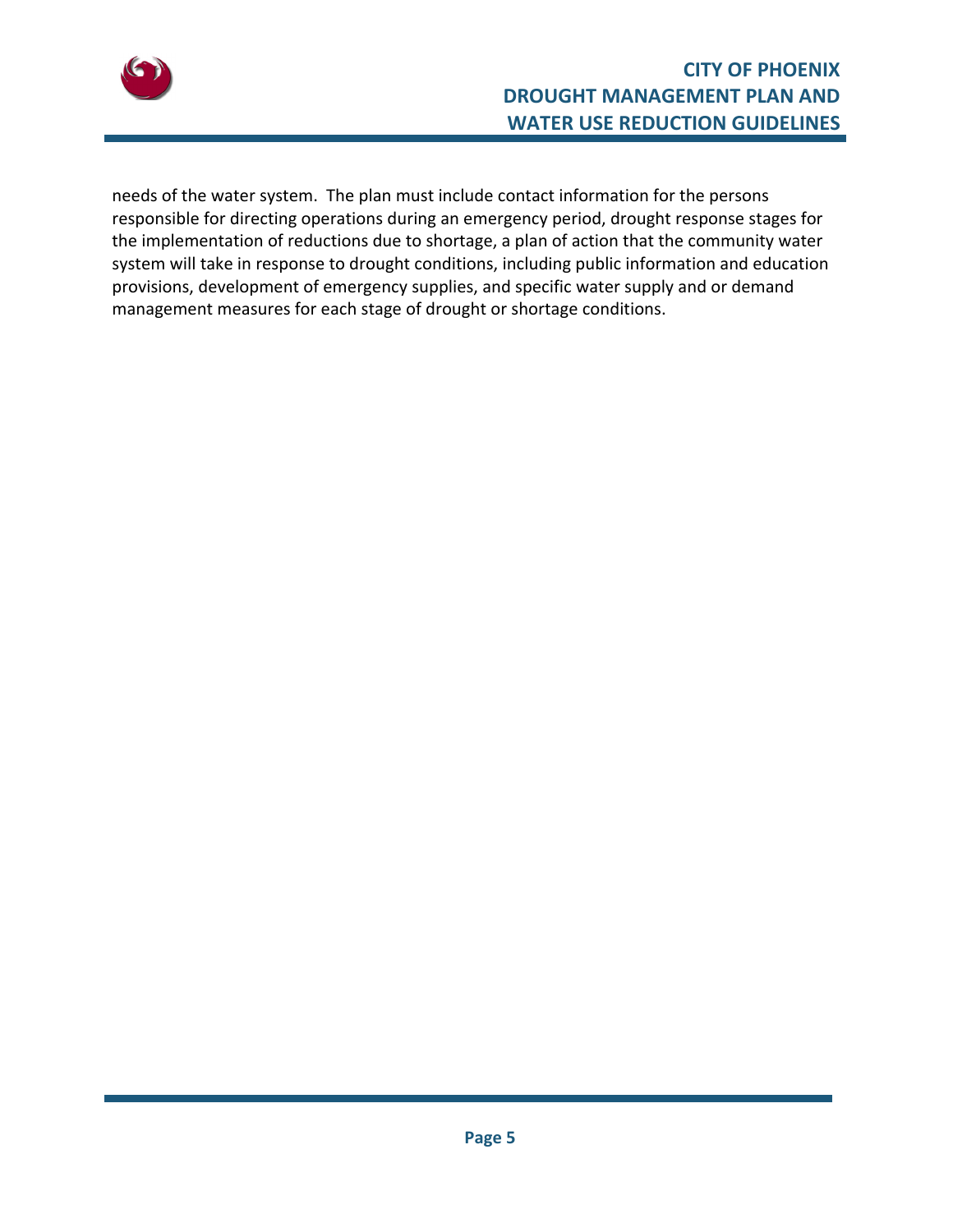needs of the water system. The plan must include contact information for the persons responsible for directing operations during an emergency period, drought response stages for the implementation of reductions due to shortage, a plan of action that the community water system will take in response to drought conditions, including public information and education provisions, development of emergency supplies, and specific water supply and or demand management measures for each stage of drought or shortage conditions.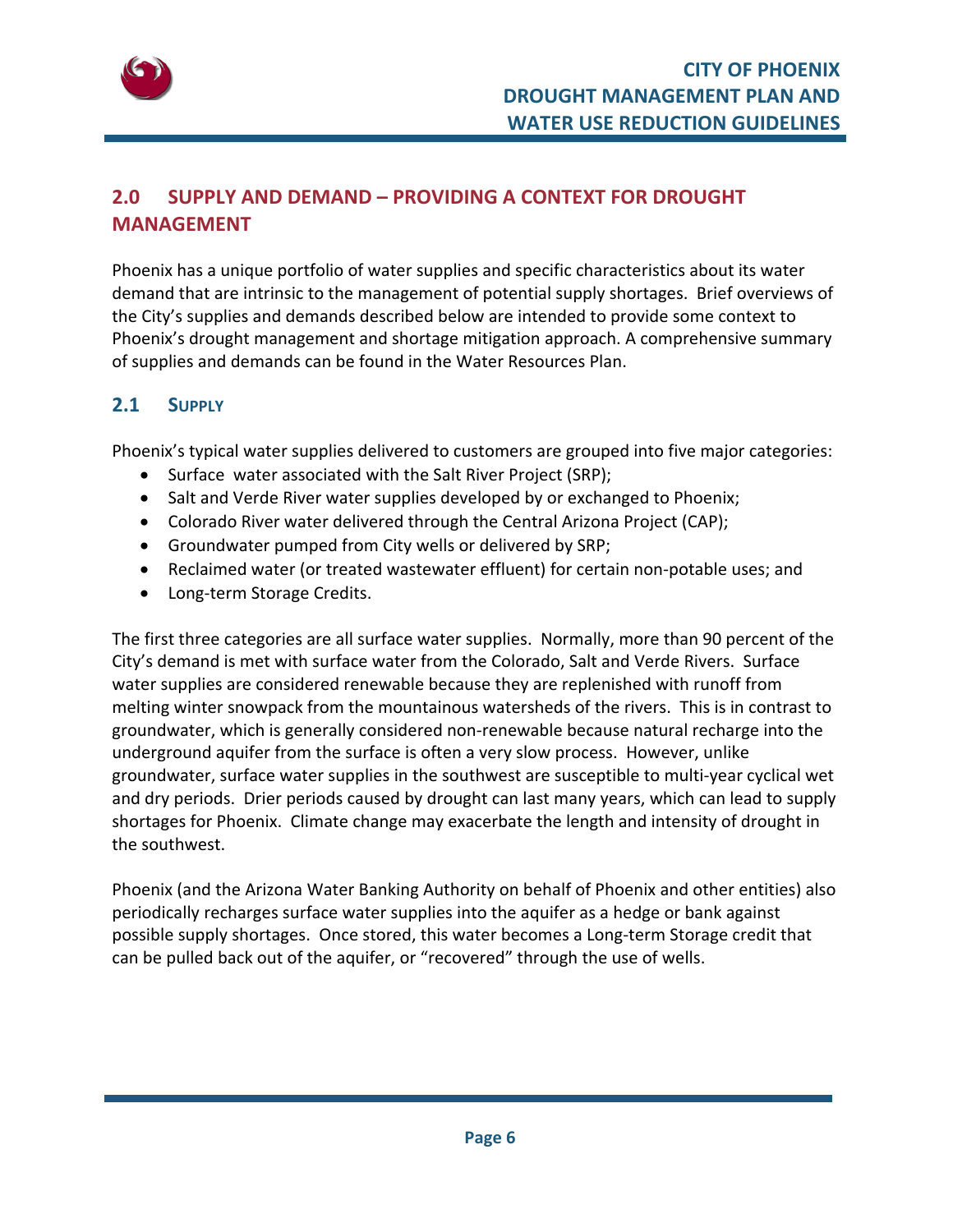## 2.0 SUPPLY AND DEMAND – PROVIDING A CONTEXT FOR DROUGHT MANAGEMENT

Phoenix has a unique portfolio of water supplies and specific characteristics about its water demand that are intrinsic to the management of potential supply shortages. Brief overviews of the City's supplies and demands described below are intended to provide some context to Phoenix's drought management and shortage mitigation approach. A comprehensive summary of supplies and demands can be found in the Water Resources Plan.

### 2.1 SUPPLY

Phoenix's typical water supplies delivered to customers are grouped into five major categories:

- Surface water associated with the Salt River Project (SRP);
- Salt and Verde River water supplies developed by or exchanged to Phoenix;
- Colorado River water delivered through the Central Arizona Project (CAP);
- Groundwater pumped from City wells or delivered by SRP;
- Reclaimed water (or treated wastewater effluent) for certain non-potable uses; and
- Long-term Storage Credits.

The first three categories are all surface water supplies. Normally, more than 90 percent of the City's demand is met with surface water from the Colorado, Salt and Verde Rivers. Surface water supplies are considered renewable because they are replenished with runoff from melting winter snowpack from the mountainous watersheds of the rivers. This is in contrast to groundwater, which is generally considered non-renewable because natural recharge into the underground aquifer from the surface is often a very slow process. However, unlike groundwater, surface water supplies in the southwest are susceptible to multi-year cyclical wet and dry periods. Drier periods caused by drought can last many years, which can lead to supply shortages for Phoenix. Climate change may exacerbate the length and intensity of drought in the southwest.

Phoenix (and the Arizona Water Banking Authority on behalf of Phoenix and other entities) also periodically recharges surface water supplies into the aquifer as a hedge or bank against possible supply shortages. Once stored, this water becomes a Long-term Storage credit that can be pulled back out of the aquifer, or "recovered" through the use of wells.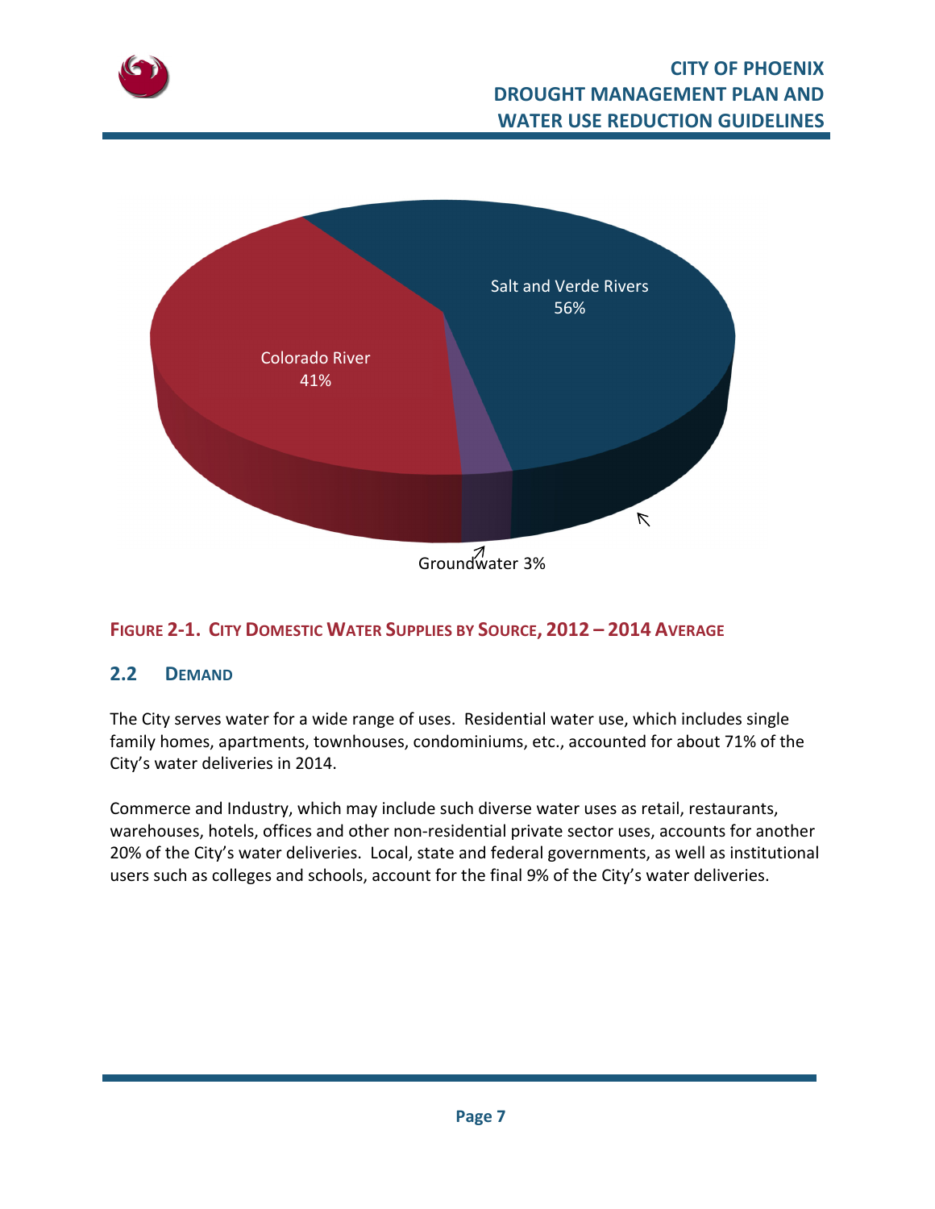Salt and Verde Rivers 56%

Colorado River 41%

Groundwater 3%

**FIGURE 2-1. CITY DOMESTIC WATER SUPPLIES BY SOURCE, 2012 – 2014 AVERAGE**

## 2.2 DEMAND

The City serves water for a wide range of uses. Residential water use, which includes single family homes, apartments, townhouses, condominiums, etc., accounted for about 71% of the City's water deliveries in 2014.

Commerce and Industry, which may include such diverse water uses as retail, restaurants, warehouses, hotels, offices and other non-residential private sector uses, accounts for another 20% of the City's water deliveries. Local, state and federal governments, as well as institutional users such as colleges and schools, account for the final 9% of the City's water deliveries.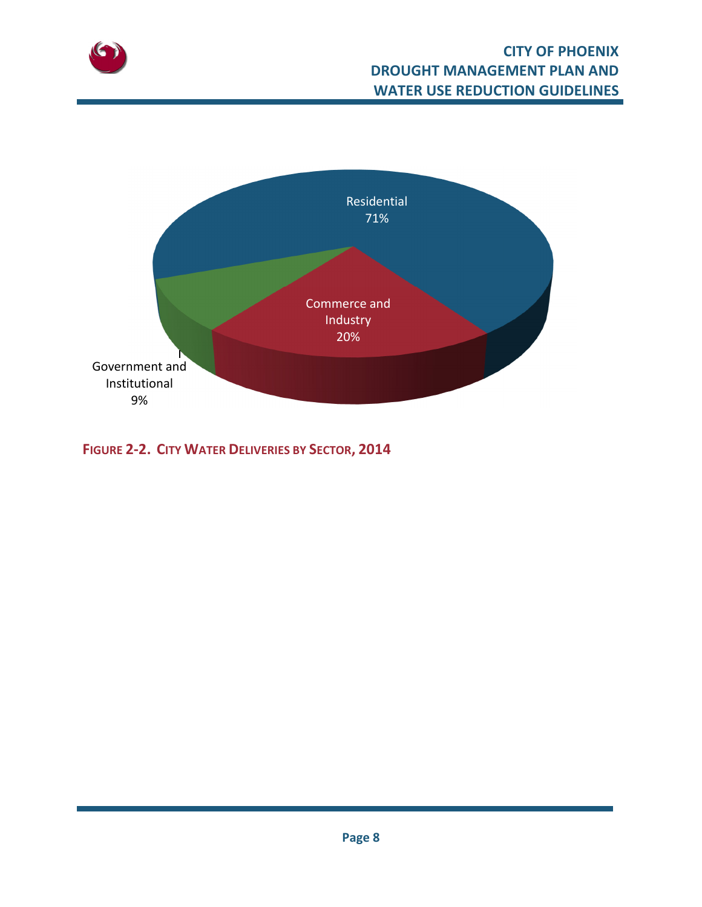Residential
71%

Commerce and Industry
20%

Government and Institutional
9%

**FIGURE 2-2. CITY WATER DELIVERIES BY SECTOR, 2014**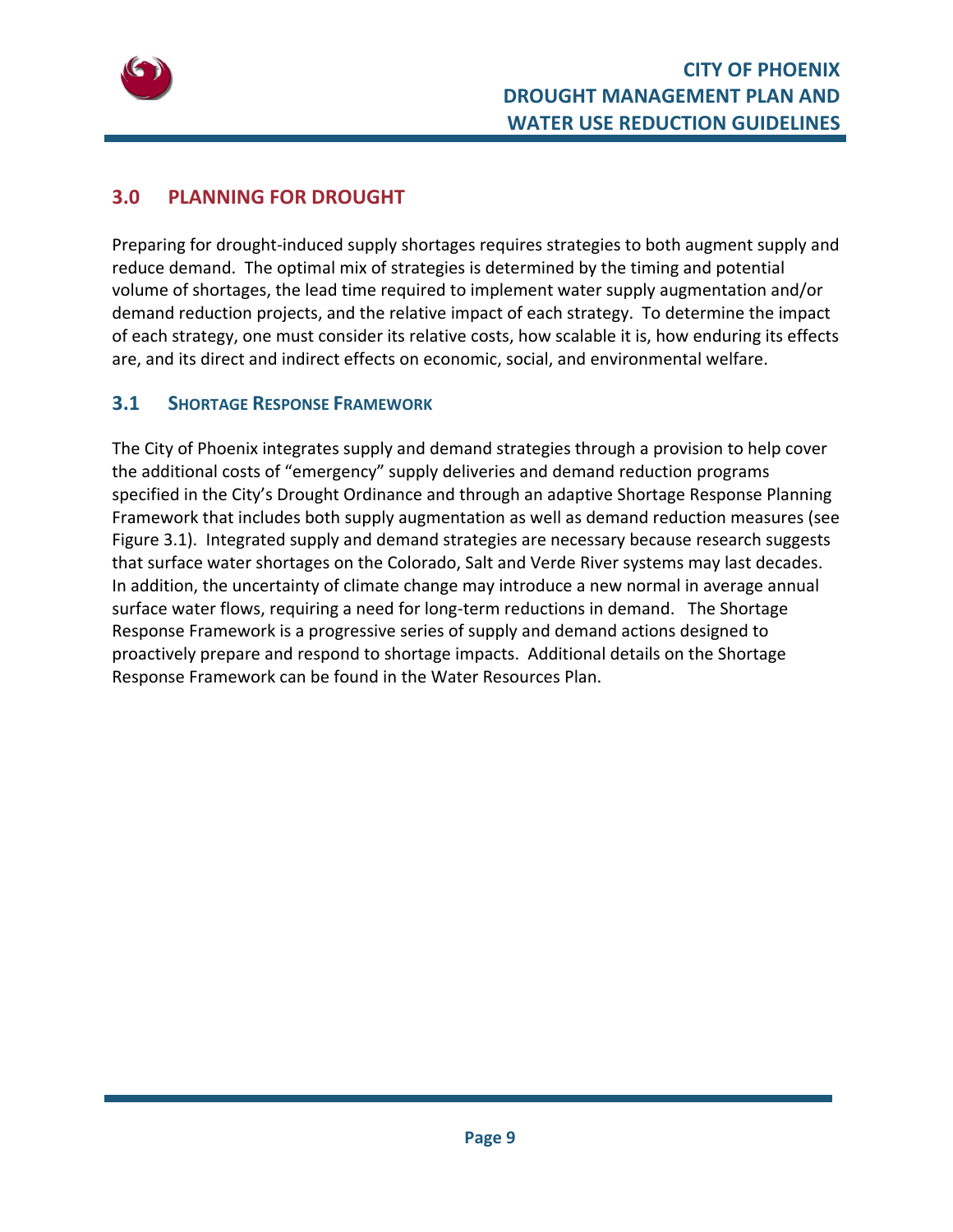## 3.0 PLANNING FOR DROUGHT

Preparing for drought-induced supply shortages requires strategies to both augment supply and reduce demand. The optimal mix of strategies is determined by the timing and potential volume of shortages, the lead time required to implement water supply augmentation and/or demand reduction projects, and the relative impact of each strategy. To determine the impact of each strategy, one must consider its relative costs, how scalable it is, how enduring its effects are, and its direct and indirect effects on economic, social, and environmental welfare.

### 3.1 SHORTAGE RESPONSE FRAMEWORK

The City of Phoenix integrates supply and demand strategies through a provision to help cover the additional costs of "emergency" supply deliveries and demand reduction programs specified in the City's Drought Ordinance and through an adaptive Shortage Response Planning Framework that includes both supply augmentation as well as demand reduction measures (see Figure 3.1). Integrated supply and demand strategies are necessary because research suggests that surface water shortages on the Colorado, Salt and Verde River systems may last decades. In addition, the uncertainty of climate change may introduce a new normal in average annual surface water flows, requiring a need for long-term reductions in demand. The Shortage Response Framework is a progressive series of supply and demand actions designed to proactively prepare and respond to shortage impacts. Additional details on the Shortage Response Framework can be found in the Water Resources Plan.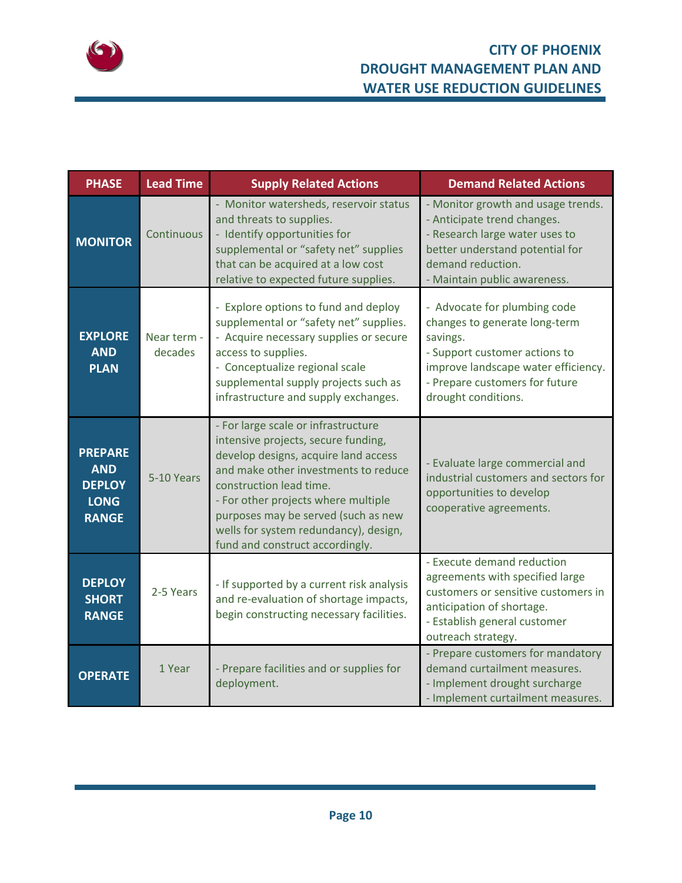| PHASE | Lead Time | Supply Related Actions | Demand Related Actions |
|---|---|---|---|
| **MONITOR** | Continuous | - Monitor watersheds, reservoir status and threats to supplies.<br>- Identify opportunities for supplemental or "safety net" supplies that can be acquired at a low cost relative to expected future supplies. | - Monitor growth and usage trends.<br>- Anticipate trend changes.<br>- Research large water uses to better understand potential for demand reduction.<br>- Maintain public awareness. |
| **EXPLORE AND PLAN** | Near term - decades | - Explore options to fund and deploy supplemental or "safety net" supplies.<br>- Acquire necessary supplies or secure access to supplies.<br>- Conceptualize regional scale supplemental supply projects such as infrastructure and supply exchanges. | - Advocate for plumbing code changes to generate long-term savings.<br>- Support customer actions to improve landscape water efficiency.<br>- Prepare customers for future drought conditions. |
| **PREPARE AND DEPLOY LONG RANGE** | 5-10 Years | - For large scale or infrastructure intensive projects, secure funding, develop designs, acquire land access and make other investments to reduce construction lead time.<br>- For other projects where multiple purposes may be served (such as new wells for system redundancy), design, fund and construct accordingly. | - Evaluate large commercial and industrial customers and sectors for opportunities to develop cooperative agreements. |
| **DEPLOY SHORT RANGE** | 2-5 Years | - If supported by a current risk analysis and re-evaluation of shortage impacts, begin constructing necessary facilities. | - Execute demand reduction agreements with specified large customers or sensitive customers in anticipation of shortage.<br>- Establish general customer outreach strategy. |
| **OPERATE** | 1 Year | - Prepare facilities and or supplies for deployment. | - Prepare customers for mandatory demand curtailment measures.<br>- Implement drought surcharge<br>- Implement curtailment measures. |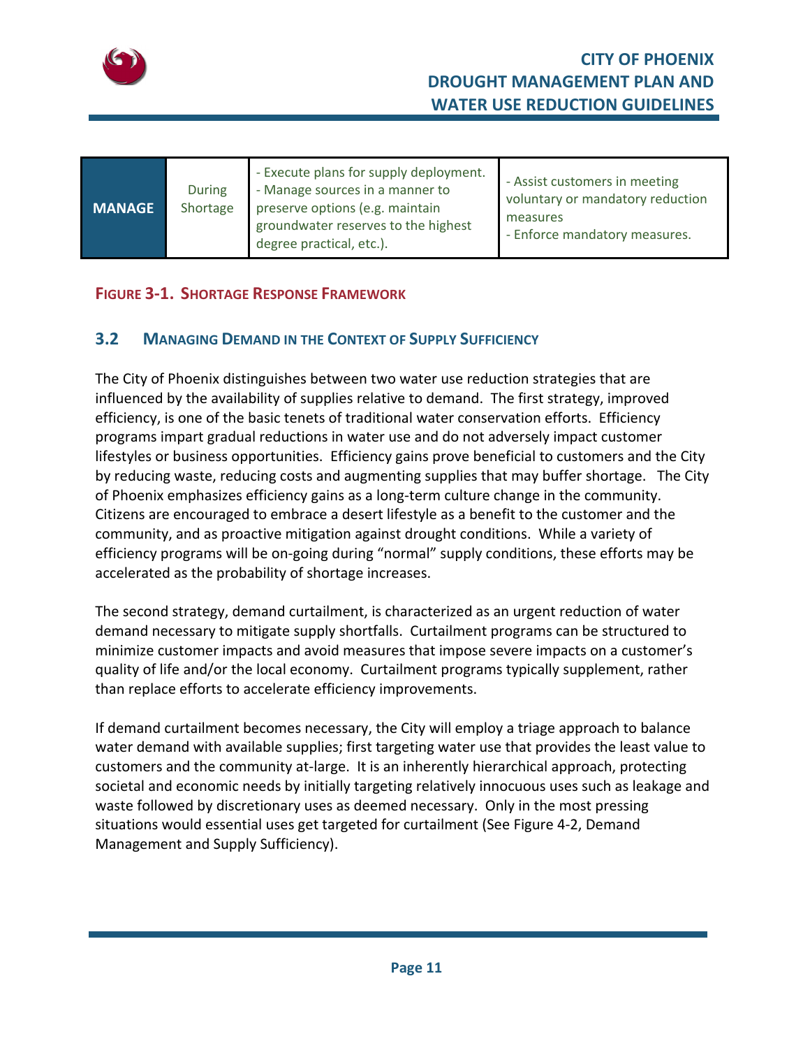| MANAGE | During Shortage | - Execute plans for supply deployment.<br>- Manage sources in a manner to preserve options (e.g. maintain groundwater reserves to the highest degree practical, etc.). | - Assist customers in meeting voluntary or mandatory reduction measures<br>- Enforce mandatory measures. |
|---|---|---|---|

**FIGURE 3-1. SHORTAGE RESPONSE FRAMEWORK**

## 3.2 MANAGING DEMAND IN THE CONTEXT OF SUPPLY SUFFICIENCY

The City of Phoenix distinguishes between two water use reduction strategies that are influenced by the availability of supplies relative to demand. The first strategy, improved efficiency, is one of the basic tenets of traditional water conservation efforts. Efficiency programs impart gradual reductions in water use and do not adversely impact customer lifestyles or business opportunities. Efficiency gains prove beneficial to customers and the City by reducing waste, reducing costs and augmenting supplies that may buffer shortage. The City of Phoenix emphasizes efficiency gains as a long-term culture change in the community. Citizens are encouraged to embrace a desert lifestyle as a benefit to the customer and the community, and as proactive mitigation against drought conditions. While a variety of efficiency programs will be on-going during "normal" supply conditions, these efforts may be accelerated as the probability of shortage increases.

The second strategy, demand curtailment, is characterized as an urgent reduction of water demand necessary to mitigate supply shortfalls. Curtailment programs can be structured to minimize customer impacts and avoid measures that impose severe impacts on a customer's quality of life and/or the local economy. Curtailment programs typically supplement, rather than replace efforts to accelerate efficiency improvements.

If demand curtailment becomes necessary, the City will employ a triage approach to balance water demand with available supplies; first targeting water use that provides the least value to customers and the community at-large. It is an inherently hierarchical approach, protecting societal and economic needs by initially targeting relatively innocuous uses such as leakage and waste followed by discretionary uses as deemed necessary. Only in the most pressing situations would essential uses get targeted for curtailment (See Figure 4-2, Demand Management and Supply Sufficiency).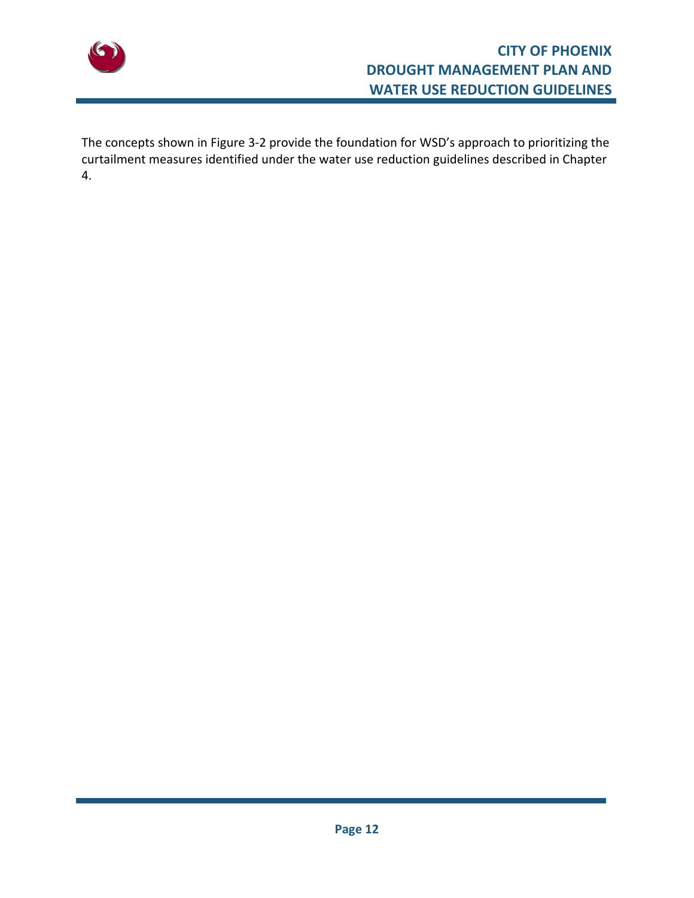The concepts shown in Figure 3-2 provide the foundation for WSD’s approach to prioritizing the curtailment measures identified under the water use reduction guidelines described in Chapter 4.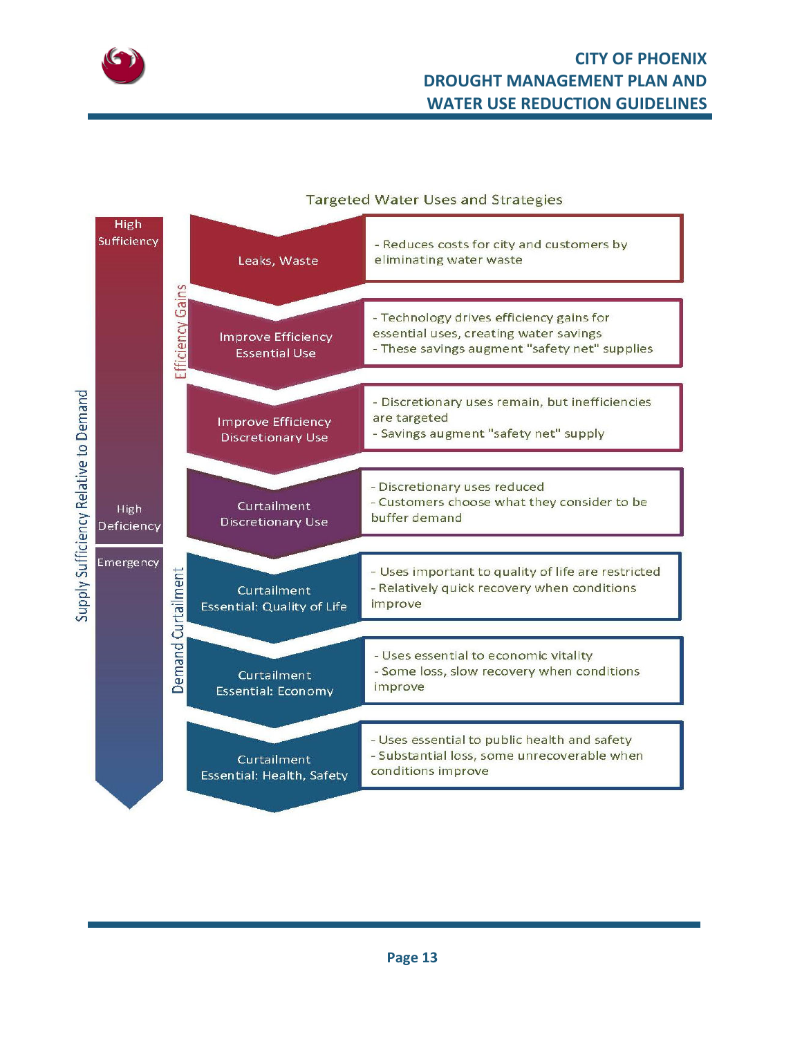## Targeted Water Uses and Strategies

**Supply Sufficiency Relative to Demand:** High Sufficiency → High Deficiency → Emergency

### Efficiency Gains

| Targeted Water Use | Strategy |
|---|---|
| Leaks, Waste | - Reduces costs for city and customers by eliminating water waste |
| Improve Efficiency Essential Use | - Technology drives efficiency gains for essential uses, creating water savings<br>- These savings augment "safety net" supplies |
| Improve Efficiency Discretionary Use | - Discretionary uses remain, but inefficiencies are targeted<br>- Savings augment "safety net" supply |
| Curtailment Discretionary Use | - Discretionary uses reduced<br>- Customers choose what they consider to be buffer demand |

### Demand Curtailment

| Targeted Water Use | Strategy |
|---|---|
| Curtailment Essential: Quality of Life | - Uses important to quality of life are restricted<br>- Relatively quick recovery when conditions improve |
| Curtailment Essential: Economy | - Uses essential to economic vitality<br>- Some loss, slow recovery when conditions improve |
| Curtailment Essential: Health, Safety | - Uses essential to public health and safety<br>- Substantial loss, some unrecoverable when conditions improve |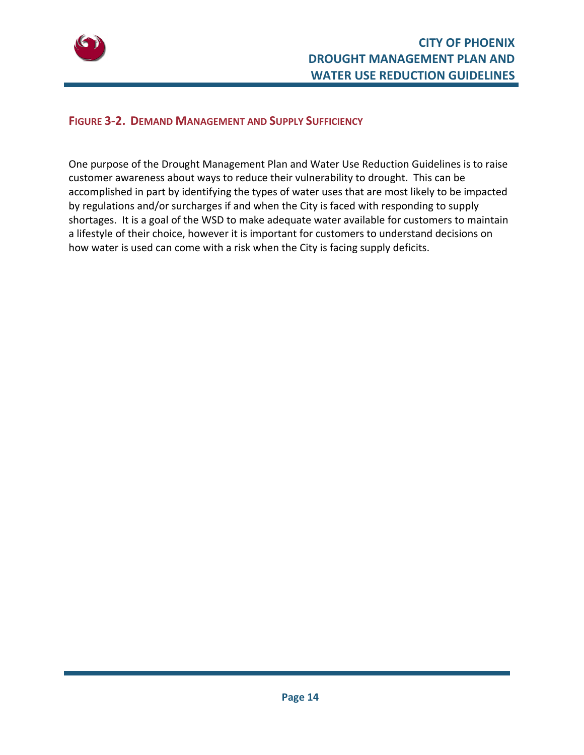**FIGURE 3-2. DEMAND MANAGEMENT AND SUPPLY SUFFICIENCY**

One purpose of the Drought Management Plan and Water Use Reduction Guidelines is to raise customer awareness about ways to reduce their vulnerability to drought. This can be accomplished in part by identifying the types of water uses that are most likely to be impacted by regulations and/or surcharges if and when the City is faced with responding to supply shortages. It is a goal of the WSD to make adequate water available for customers to maintain a lifestyle of their choice, however it is important for customers to understand decisions on how water is used can come with a risk when the City is facing supply deficits.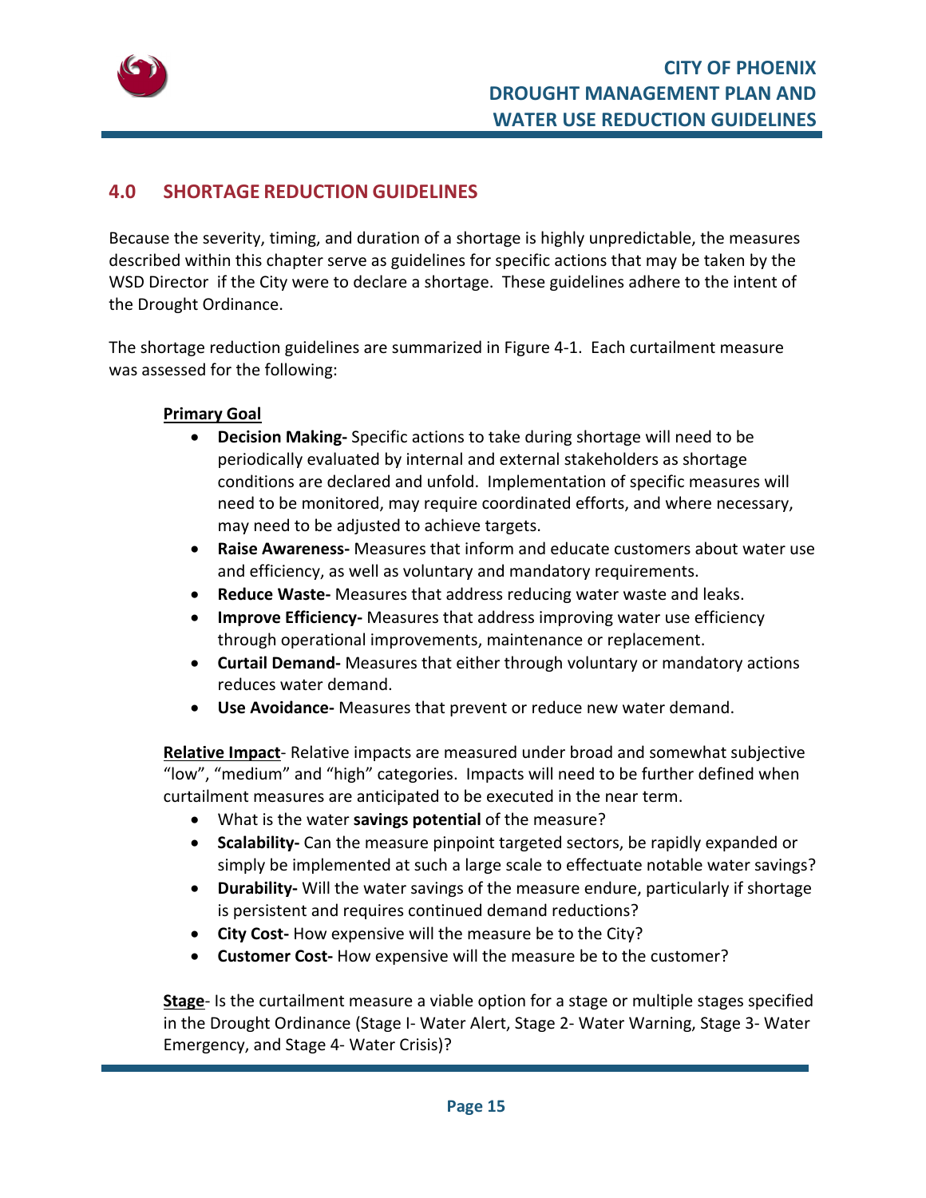## 4.0 SHORTAGE REDUCTION GUIDELINES

Because the severity, timing, and duration of a shortage is highly unpredictable, the measures described within this chapter serve as guidelines for specific actions that may be taken by the WSD Director if the City were to declare a shortage. These guidelines adhere to the intent of the Drought Ordinance.

The shortage reduction guidelines are summarized in Figure 4-1. Each curtailment measure was assessed for the following:

**Primary Goal**

- **Decision Making-** Specific actions to take during shortage will need to be periodically evaluated by internal and external stakeholders as shortage conditions are declared and unfold. Implementation of specific measures will need to be monitored, may require coordinated efforts, and where necessary, may need to be adjusted to achieve targets.
- **Raise Awareness-** Measures that inform and educate customers about water use and efficiency, as well as voluntary and mandatory requirements.
- **Reduce Waste-** Measures that address reducing water waste and leaks.
- **Improve Efficiency-** Measures that address improving water use efficiency through operational improvements, maintenance or replacement.
- **Curtail Demand-** Measures that either through voluntary or mandatory actions reduces water demand.
- **Use Avoidance-** Measures that prevent or reduce new water demand.

**Relative Impact**- Relative impacts are measured under broad and somewhat subjective “low”, “medium” and “high” categories. Impacts will need to be further defined when curtailment measures are anticipated to be executed in the near term.

- What is the water **savings potential** of the measure?
- **Scalability-** Can the measure pinpoint targeted sectors, be rapidly expanded or simply be implemented at such a large scale to effectuate notable water savings?
- **Durability-** Will the water savings of the measure endure, particularly if shortage is persistent and requires continued demand reductions?
- **City Cost-** How expensive will the measure be to the City?
- **Customer Cost-** How expensive will the measure be to the customer?

**Stage**- Is the curtailment measure a viable option for a stage or multiple stages specified in the Drought Ordinance (Stage I- Water Alert, Stage 2- Water Warning, Stage 3- Water Emergency, and Stage 4- Water Crisis)?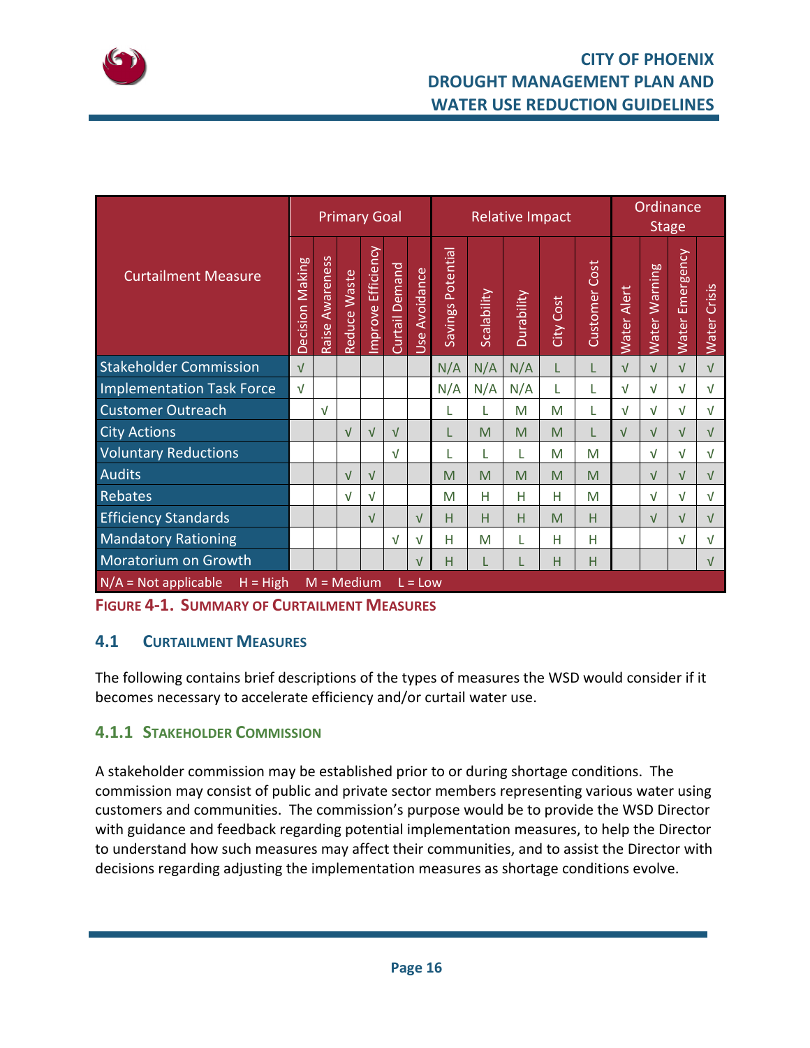| Curtailment Measure | Primary Goal | | | | | | Relative Impact | | | | | Ordinance Stage | | | |
|---|---|---|---|---|---|---|---|---|---|---|---|---|---|---|---|
| | Decision Making | Raise Awareness | Reduce Waste | Improve Efficiency | Curtail Demand | Use Avoidance | Savings Potential | Scalability | Durability | City Cost | Customer Cost | Water Alert | Water Warning | Water Emergency | Water Crisis |
| Stakeholder Commission | √ | | | | | | N/A | N/A | N/A | L | L | √ | √ | √ | √ |
| Implementation Task Force | √ | | | | | | N/A | N/A | N/A | L | L | √ | √ | √ | √ |
| Customer Outreach | | √ | | | | | L | L | M | M | L | √ | √ | √ | √ |
| City Actions | | | √ | √ | √ | | L | M | M | M | L | √ | √ | √ | √ |
| Voluntary Reductions | | | | | √ | | L | L | L | M | M | | √ | √ | √ |
| Audits | | | √ | √ | | | M | M | M | M | M | | √ | √ | √ |
| Rebates | | | √ | √ | | | M | H | H | H | M | | √ | √ | √ |
| Efficiency Standards | | | | √ | | √ | H | H | H | M | H | | √ | √ | √ |
| Mandatory Rationing | | | | | √ | √ | H | M | L | H | H | | | √ | √ |
| Moratorium on Growth | | | | | | √ | H | L | L | H | H | | | | √ |
| N/A = Not applicable H = High M = Medium L = Low | | | | | | | | | | | | | | | |

**FIGURE 4-1. SUMMARY OF CURTAILMENT MEASURES**

## 4.1 CURTAILMENT MEASURES

The following contains brief descriptions of the types of measures the WSD would consider if it becomes necessary to accelerate efficiency and/or curtail water use.

### 4.1.1 STAKEHOLDER COMMISSION

A stakeholder commission may be established prior to or during shortage conditions. The commission may consist of public and private sector members representing various water using customers and communities. The commission's purpose would be to provide the WSD Director with guidance and feedback regarding potential implementation measures, to help the Director to understand how such measures may affect their communities, and to assist the Director with decisions regarding adjusting the implementation measures as shortage conditions evolve.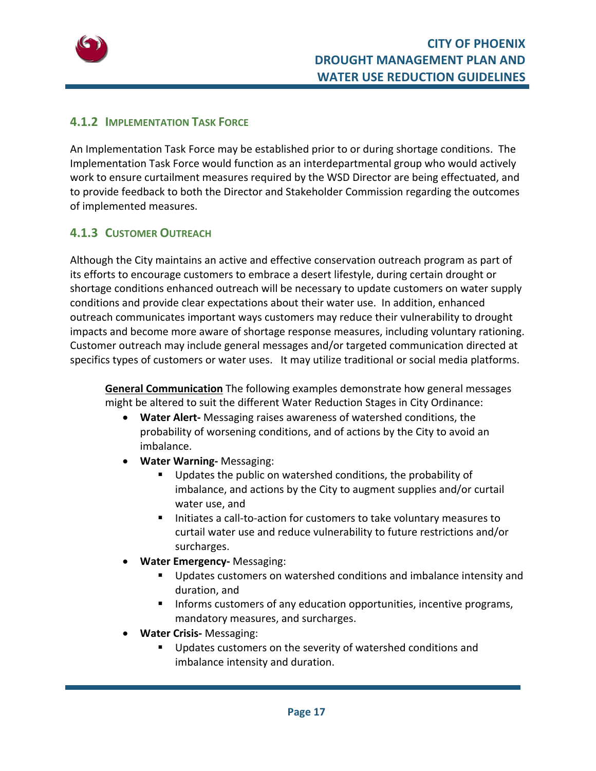### 4.1.2 Implementation Task Force

An Implementation Task Force may be established prior to or during shortage conditions. The Implementation Task Force would function as an interdepartmental group who would actively work to ensure curtailment measures required by the WSD Director are being effectuated, and to provide feedback to both the Director and Stakeholder Commission regarding the outcomes of implemented measures.

### 4.1.3 Customer Outreach

Although the City maintains an active and effective conservation outreach program as part of its efforts to encourage customers to embrace a desert lifestyle, during certain drought or shortage conditions enhanced outreach will be necessary to update customers on water supply conditions and provide clear expectations about their water use. In addition, enhanced outreach communicates important ways customers may reduce their vulnerability to drought impacts and become more aware of shortage response measures, including voluntary rationing. Customer outreach may include general messages and/or targeted communication directed at specifics types of customers or water uses. It may utilize traditional or social media platforms.

**General Communication** The following examples demonstrate how general messages might be altered to suit the different Water Reduction Stages in City Ordinance:

- **Water Alert-** Messaging raises awareness of watershed conditions, the probability of worsening conditions, and of actions by the City to avoid an imbalance.
- **Water Warning-** Messaging:
  - Updates the public on watershed conditions, the probability of imbalance, and actions by the City to augment supplies and/or curtail water use, and
  - Initiates a call-to-action for customers to take voluntary measures to curtail water use and reduce vulnerability to future restrictions and/or surcharges.
- **Water Emergency-** Messaging:
  - Updates customers on watershed conditions and imbalance intensity and duration, and
  - Informs customers of any education opportunities, incentive programs, mandatory measures, and surcharges.
- **Water Crisis-** Messaging:
  - Updates customers on the severity of watershed conditions and imbalance intensity and duration.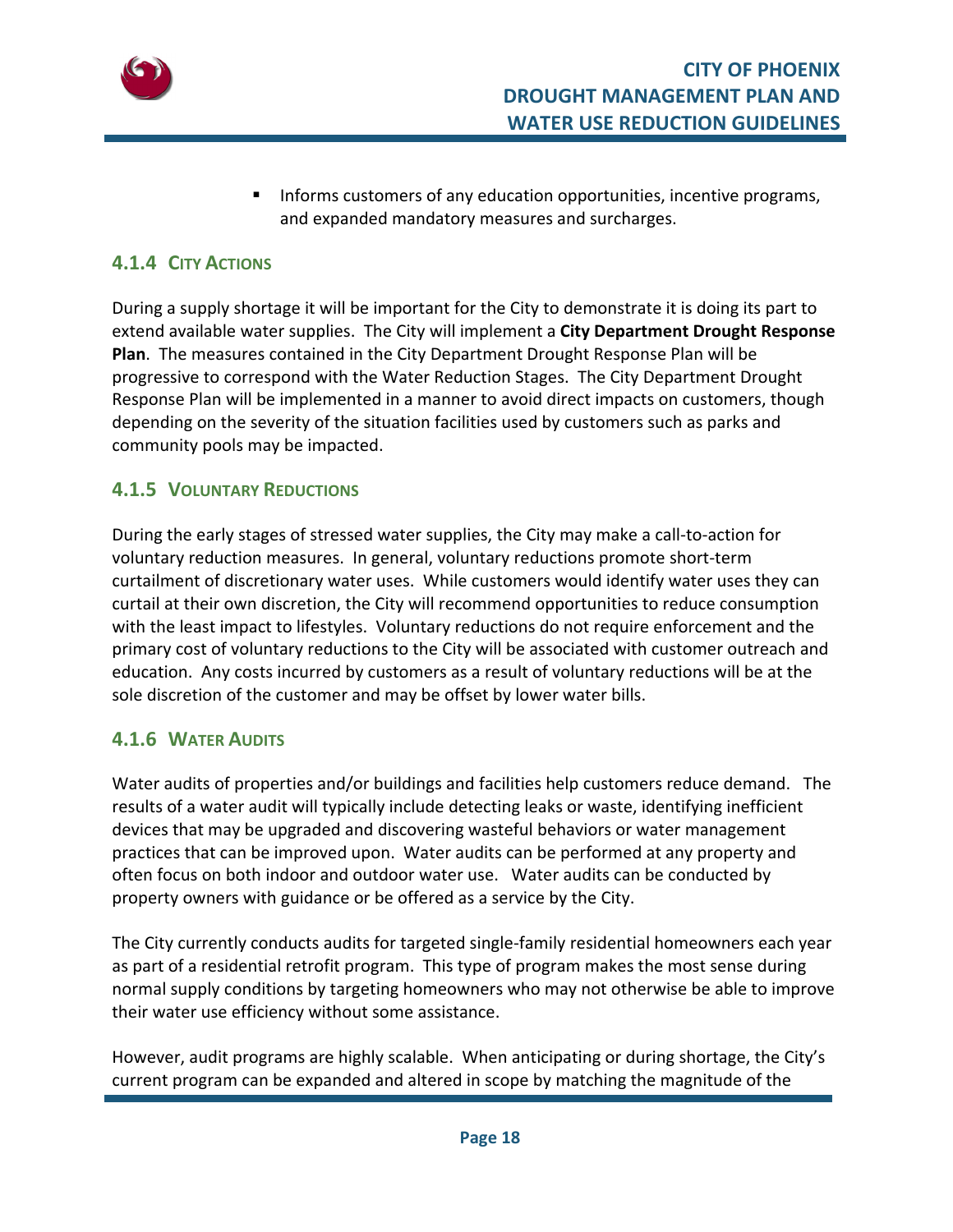- Informs customers of any education opportunities, incentive programs, and expanded mandatory measures and surcharges.

### 4.1.4 City Actions

During a supply shortage it will be important for the City to demonstrate it is doing its part to extend available water supplies. The City will implement a **City Department Drought Response Plan**. The measures contained in the City Department Drought Response Plan will be progressive to correspond with the Water Reduction Stages. The City Department Drought Response Plan will be implemented in a manner to avoid direct impacts on customers, though depending on the severity of the situation facilities used by customers such as parks and community pools may be impacted.

### 4.1.5 Voluntary Reductions

During the early stages of stressed water supplies, the City may make a call-to-action for voluntary reduction measures. In general, voluntary reductions promote short-term curtailment of discretionary water uses. While customers would identify water uses they can curtail at their own discretion, the City will recommend opportunities to reduce consumption with the least impact to lifestyles. Voluntary reductions do not require enforcement and the primary cost of voluntary reductions to the City will be associated with customer outreach and education. Any costs incurred by customers as a result of voluntary reductions will be at the sole discretion of the customer and may be offset by lower water bills.

### 4.1.6 Water Audits

Water audits of properties and/or buildings and facilities help customers reduce demand. The results of a water audit will typically include detecting leaks or waste, identifying inefficient devices that may be upgraded and discovering wasteful behaviors or water management practices that can be improved upon. Water audits can be performed at any property and often focus on both indoor and outdoor water use. Water audits can be conducted by property owners with guidance or be offered as a service by the City.

The City currently conducts audits for targeted single-family residential homeowners each year as part of a residential retrofit program. This type of program makes the most sense during normal supply conditions by targeting homeowners who may not otherwise be able to improve their water use efficiency without some assistance.

However, audit programs are highly scalable. When anticipating or during shortage, the City's current program can be expanded and altered in scope by matching the magnitude of the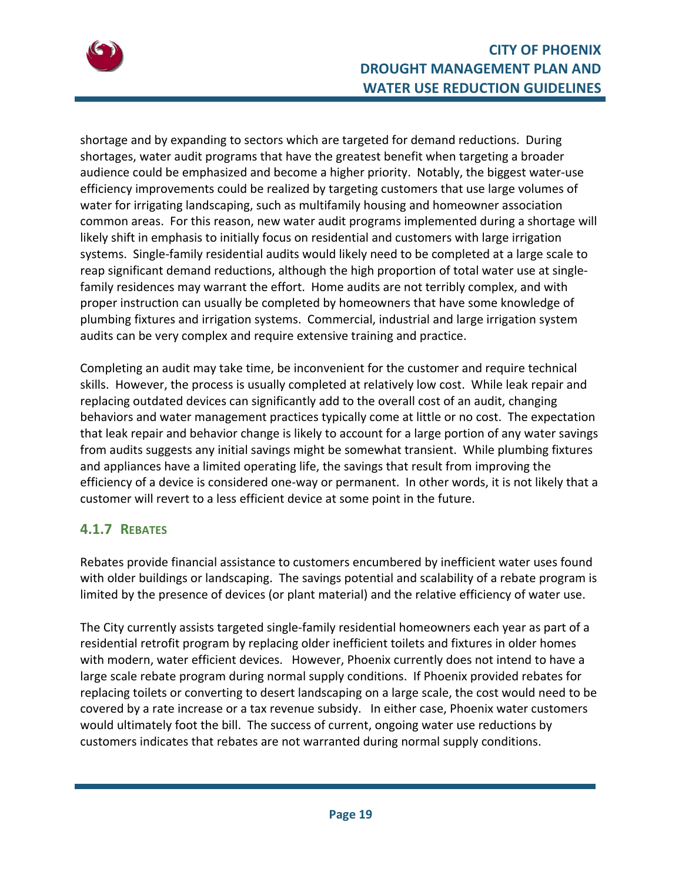shortage and by expanding to sectors which are targeted for demand reductions. During shortages, water audit programs that have the greatest benefit when targeting a broader audience could be emphasized and become a higher priority. Notably, the biggest water-use efficiency improvements could be realized by targeting customers that use large volumes of water for irrigating landscaping, such as multifamily housing and homeowner association common areas. For this reason, new water audit programs implemented during a shortage will likely shift in emphasis to initially focus on residential and customers with large irrigation systems. Single-family residential audits would likely need to be completed at a large scale to reap significant demand reductions, although the high proportion of total water use at single-family residences may warrant the effort. Home audits are not terribly complex, and with proper instruction can usually be completed by homeowners that have some knowledge of plumbing fixtures and irrigation systems. Commercial, industrial and large irrigation system audits can be very complex and require extensive training and practice.

Completing an audit may take time, be inconvenient for the customer and require technical skills. However, the process is usually completed at relatively low cost. While leak repair and replacing outdated devices can significantly add to the overall cost of an audit, changing behaviors and water management practices typically come at little or no cost. The expectation that leak repair and behavior change is likely to account for a large portion of any water savings from audits suggests any initial savings might be somewhat transient. While plumbing fixtures and appliances have a limited operating life, the savings that result from improving the efficiency of a device is considered one-way or permanent. In other words, it is not likely that a customer will revert to a less efficient device at some point in the future.

### 4.1.7 Rebates

Rebates provide financial assistance to customers encumbered by inefficient water uses found with older buildings or landscaping. The savings potential and scalability of a rebate program is limited by the presence of devices (or plant material) and the relative efficiency of water use.

The City currently assists targeted single-family residential homeowners each year as part of a residential retrofit program by replacing older inefficient toilets and fixtures in older homes with modern, water efficient devices. However, Phoenix currently does not intend to have a large scale rebate program during normal supply conditions. If Phoenix provided rebates for replacing toilets or converting to desert landscaping on a large scale, the cost would need to be covered by a rate increase or a tax revenue subsidy. In either case, Phoenix water customers would ultimately foot the bill. The success of current, ongoing water use reductions by customers indicates that rebates are not warranted during normal supply conditions.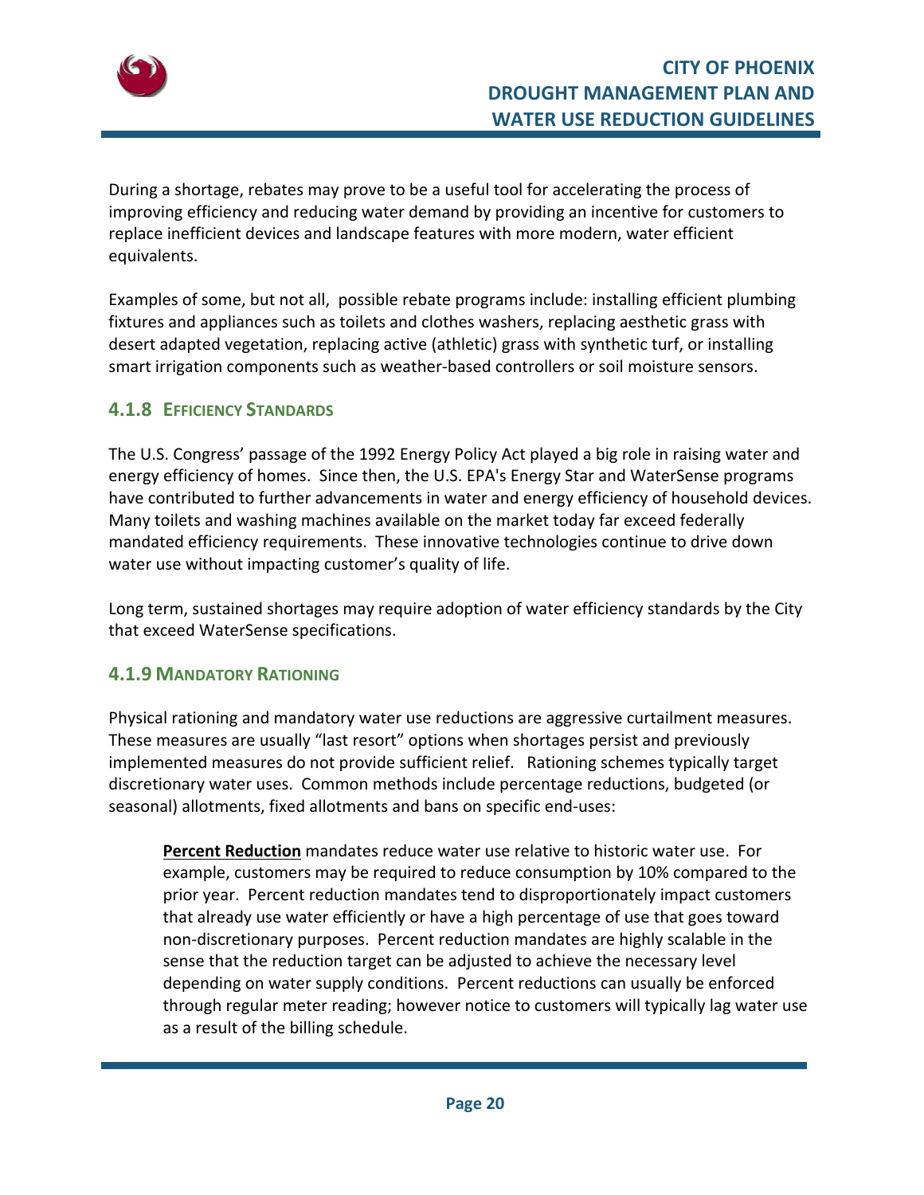During a shortage, rebates may prove to be a useful tool for accelerating the process of improving efficiency and reducing water demand by providing an incentive for customers to replace inefficient devices and landscape features with more modern, water efficient equivalents.

Examples of some, but not all, possible rebate programs include: installing efficient plumbing fixtures and appliances such as toilets and clothes washers, replacing aesthetic grass with desert adapted vegetation, replacing active (athletic) grass with synthetic turf, or installing smart irrigation components such as weather-based controllers or soil moisture sensors.

### 4.1.8 Efficiency Standards

The U.S. Congress' passage of the 1992 Energy Policy Act played a big role in raising water and energy efficiency of homes. Since then, the U.S. EPA's Energy Star and WaterSense programs have contributed to further advancements in water and energy efficiency of household devices. Many toilets and washing machines available on the market today far exceed federally mandated efficiency requirements. These innovative technologies continue to drive down water use without impacting customer's quality of life.

Long term, sustained shortages may require adoption of water efficiency standards by the City that exceed WaterSense specifications.

### 4.1.9 Mandatory Rationing

Physical rationing and mandatory water use reductions are aggressive curtailment measures. These measures are usually "last resort" options when shortages persist and previously implemented measures do not provide sufficient relief. Rationing schemes typically target discretionary water uses. Common methods include percentage reductions, budgeted (or seasonal) allotments, fixed allotments and bans on specific end-uses:

> **Percent Reduction** mandates reduce water use relative to historic water use. For example, customers may be required to reduce consumption by 10% compared to the prior year. Percent reduction mandates tend to disproportionately impact customers that already use water efficiently or have a high percentage of use that goes toward non-discretionary purposes. Percent reduction mandates are highly scalable in the sense that the reduction target can be adjusted to achieve the necessary level depending on water supply conditions. Percent reductions can usually be enforced through regular meter reading; however notice to customers will typically lag water use as a result of the billing schedule.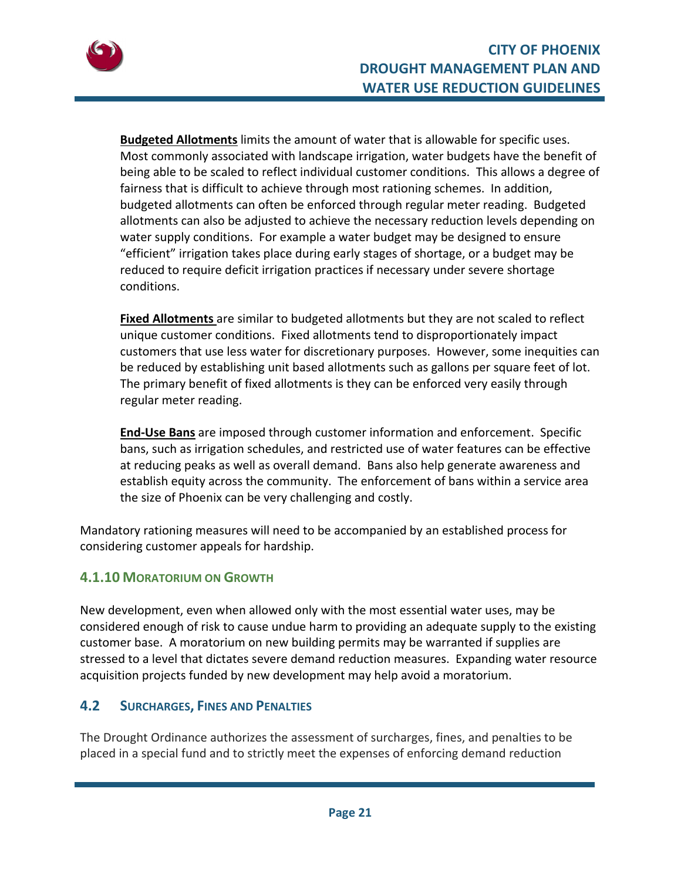**Budgeted Allotments** limits the amount of water that is allowable for specific uses. Most commonly associated with landscape irrigation, water budgets have the benefit of being able to be scaled to reflect individual customer conditions. This allows a degree of fairness that is difficult to achieve through most rationing schemes. In addition, budgeted allotments can often be enforced through regular meter reading. Budgeted allotments can also be adjusted to achieve the necessary reduction levels depending on water supply conditions. For example a water budget may be designed to ensure "efficient" irrigation takes place during early stages of shortage, or a budget may be reduced to require deficit irrigation practices if necessary under severe shortage conditions.

**Fixed Allotments** are similar to budgeted allotments but they are not scaled to reflect unique customer conditions. Fixed allotments tend to disproportionately impact customers that use less water for discretionary purposes. However, some inequities can be reduced by establishing unit based allotments such as gallons per square feet of lot. The primary benefit of fixed allotments is they can be enforced very easily through regular meter reading.

**End-Use Bans** are imposed through customer information and enforcement. Specific bans, such as irrigation schedules, and restricted use of water features can be effective at reducing peaks as well as overall demand. Bans also help generate awareness and establish equity across the community. The enforcement of bans within a service area the size of Phoenix can be very challenging and costly.

Mandatory rationing measures will need to be accompanied by an established process for considering customer appeals for hardship.

### 4.1.10 Moratorium on Growth

New development, even when allowed only with the most essential water uses, may be considered enough of risk to cause undue harm to providing an adequate supply to the existing customer base. A moratorium on new building permits may be warranted if supplies are stressed to a level that dictates severe demand reduction measures. Expanding water resource acquisition projects funded by new development may help avoid a moratorium.

## 4.2 Surcharges, Fines and Penalties

The Drought Ordinance authorizes the assessment of surcharges, fines, and penalties to be placed in a special fund and to strictly meet the expenses of enforcing demand reduction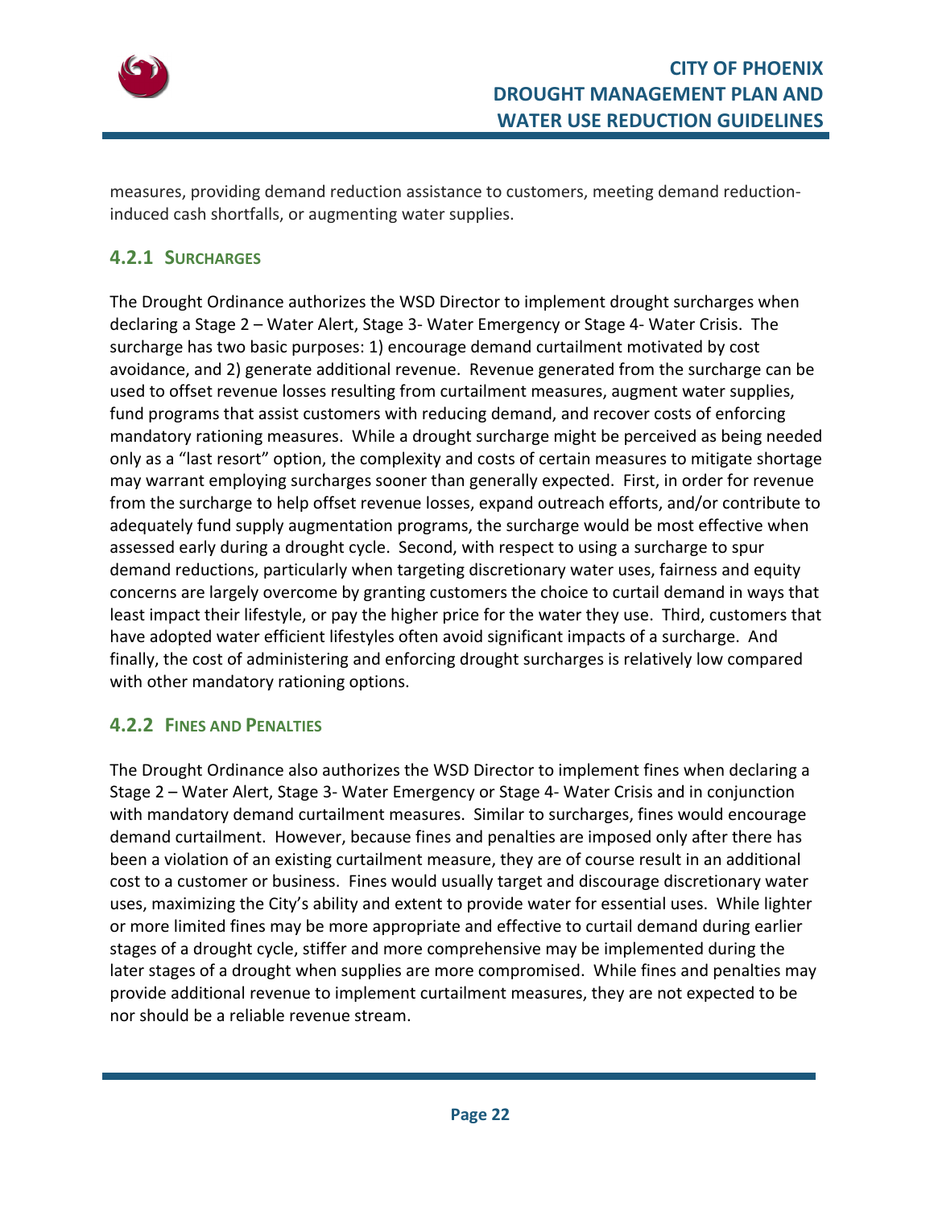measures, providing demand reduction assistance to customers, meeting demand reduction-induced cash shortfalls, or augmenting water supplies.

### 4.2.1 Surcharges

The Drought Ordinance authorizes the WSD Director to implement drought surcharges when declaring a Stage 2 – Water Alert, Stage 3- Water Emergency or Stage 4- Water Crisis. The surcharge has two basic purposes: 1) encourage demand curtailment motivated by cost avoidance, and 2) generate additional revenue. Revenue generated from the surcharge can be used to offset revenue losses resulting from curtailment measures, augment water supplies, fund programs that assist customers with reducing demand, and recover costs of enforcing mandatory rationing measures. While a drought surcharge might be perceived as being needed only as a "last resort" option, the complexity and costs of certain measures to mitigate shortage may warrant employing surcharges sooner than generally expected. First, in order for revenue from the surcharge to help offset revenue losses, expand outreach efforts, and/or contribute to adequately fund supply augmentation programs, the surcharge would be most effective when assessed early during a drought cycle. Second, with respect to using a surcharge to spur demand reductions, particularly when targeting discretionary water uses, fairness and equity concerns are largely overcome by granting customers the choice to curtail demand in ways that least impact their lifestyle, or pay the higher price for the water they use. Third, customers that have adopted water efficient lifestyles often avoid significant impacts of a surcharge. And finally, the cost of administering and enforcing drought surcharges is relatively low compared with other mandatory rationing options.

### 4.2.2 Fines and Penalties

The Drought Ordinance also authorizes the WSD Director to implement fines when declaring a Stage 2 – Water Alert, Stage 3- Water Emergency or Stage 4- Water Crisis and in conjunction with mandatory demand curtailment measures. Similar to surcharges, fines would encourage demand curtailment. However, because fines and penalties are imposed only after there has been a violation of an existing curtailment measure, they are of course result in an additional cost to a customer or business. Fines would usually target and discourage discretionary water uses, maximizing the City's ability and extent to provide water for essential uses. While lighter or more limited fines may be more appropriate and effective to curtail demand during earlier stages of a drought cycle, stiffer and more comprehensive may be implemented during the later stages of a drought when supplies are more compromised. While fines and penalties may provide additional revenue to implement curtailment measures, they are not expected to be nor should be a reliable revenue stream.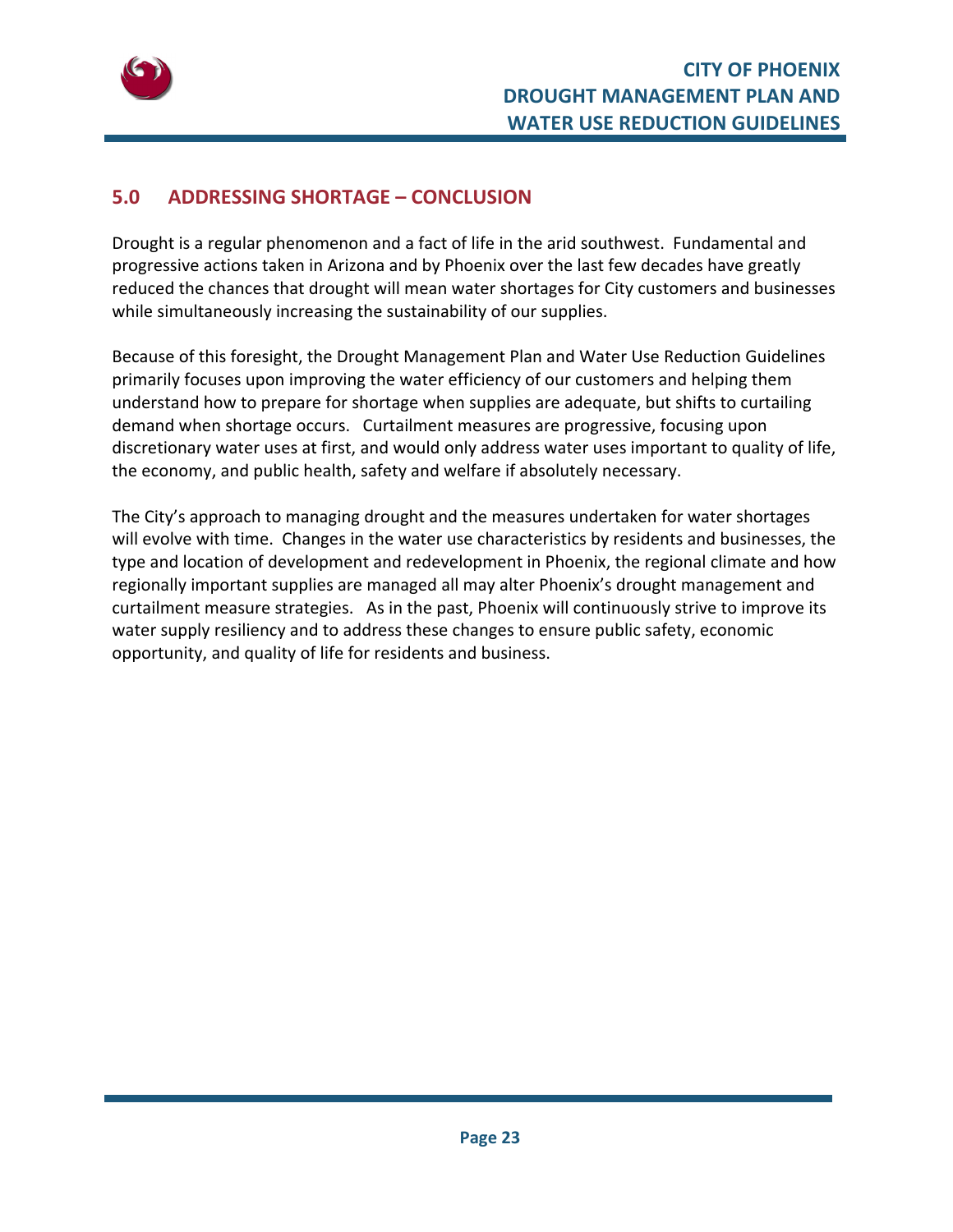## 5.0 ADDRESSING SHORTAGE – CONCLUSION

Drought is a regular phenomenon and a fact of life in the arid southwest. Fundamental and progressive actions taken in Arizona and by Phoenix over the last few decades have greatly reduced the chances that drought will mean water shortages for City customers and businesses while simultaneously increasing the sustainability of our supplies.

Because of this foresight, the Drought Management Plan and Water Use Reduction Guidelines primarily focuses upon improving the water efficiency of our customers and helping them understand how to prepare for shortage when supplies are adequate, but shifts to curtailing demand when shortage occurs. Curtailment measures are progressive, focusing upon discretionary water uses at first, and would only address water uses important to quality of life, the economy, and public health, safety and welfare if absolutely necessary.

The City's approach to managing drought and the measures undertaken for water shortages will evolve with time. Changes in the water use characteristics by residents and businesses, the type and location of development and redevelopment in Phoenix, the regional climate and how regionally important supplies are managed all may alter Phoenix's drought management and curtailment measure strategies. As in the past, Phoenix will continuously strive to improve its water supply resiliency and to address these changes to ensure public safety, economic opportunity, and quality of life for residents and business.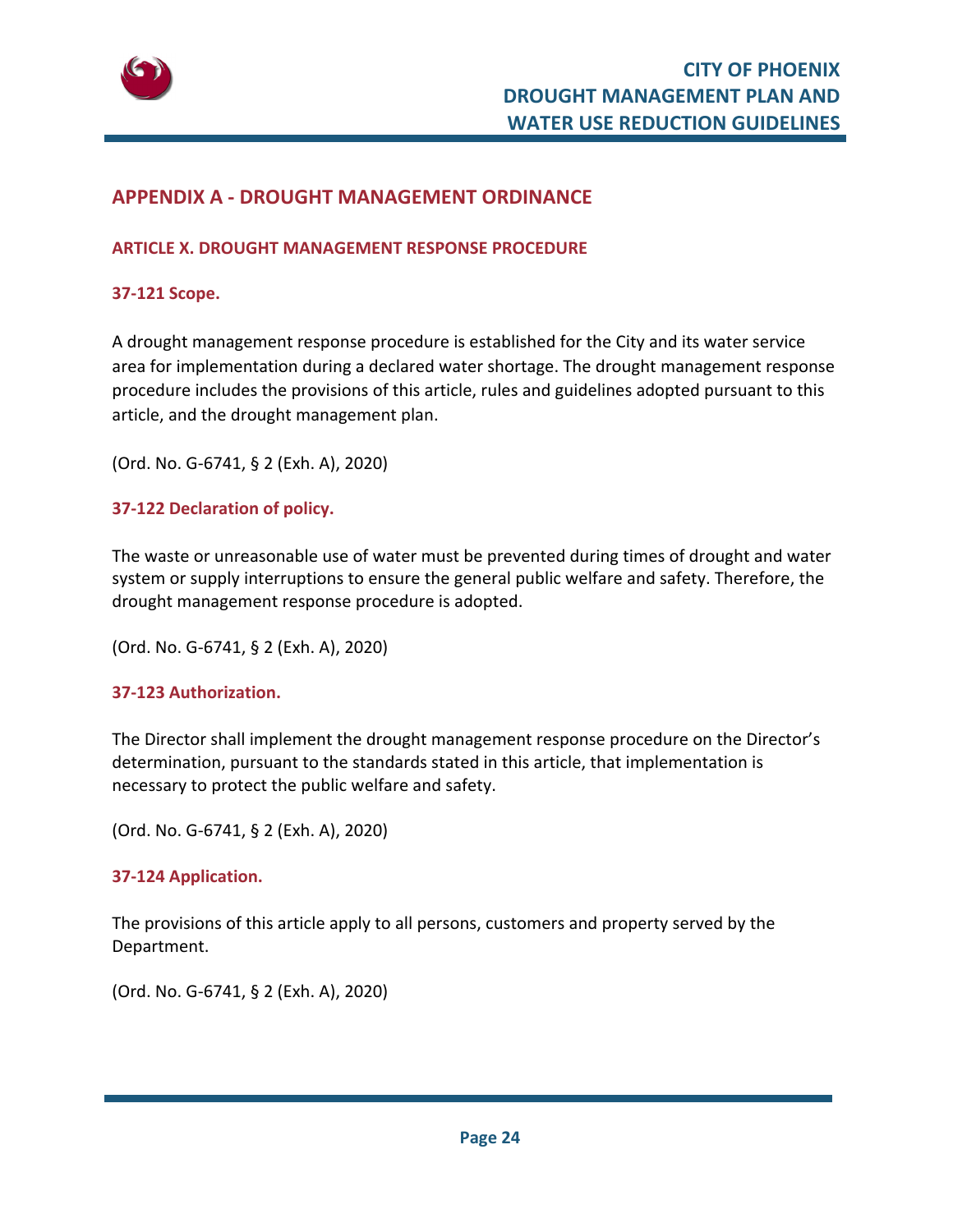## APPENDIX A - DROUGHT MANAGEMENT ORDINANCE

### ARTICLE X. DROUGHT MANAGEMENT RESPONSE PROCEDURE

#### 37-121 Scope.

A drought management response procedure is established for the City and its water service area for implementation during a declared water shortage. The drought management response procedure includes the provisions of this article, rules and guidelines adopted pursuant to this article, and the drought management plan.

(Ord. No. G-6741, § 2 (Exh. A), 2020)

#### 37-122 Declaration of policy.

The waste or unreasonable use of water must be prevented during times of drought and water system or supply interruptions to ensure the general public welfare and safety. Therefore, the drought management response procedure is adopted.

(Ord. No. G-6741, § 2 (Exh. A), 2020)

#### 37-123 Authorization.

The Director shall implement the drought management response procedure on the Director's determination, pursuant to the standards stated in this article, that implementation is necessary to protect the public welfare and safety.

(Ord. No. G-6741, § 2 (Exh. A), 2020)

#### 37-124 Application.

The provisions of this article apply to all persons, customers and property served by the Department.

(Ord. No. G-6741, § 2 (Exh. A), 2020)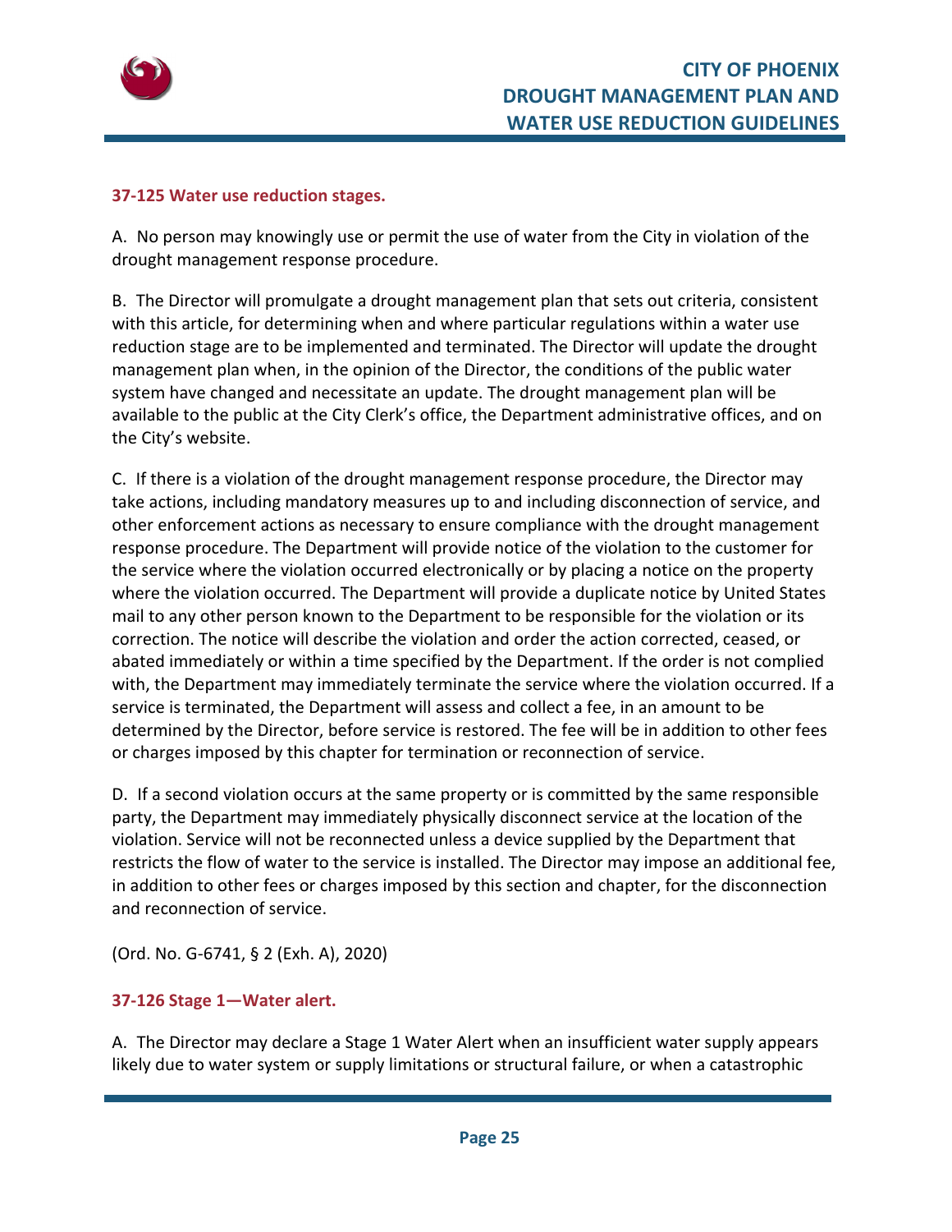**37-125 Water use reduction stages.**

A. No person may knowingly use or permit the use of water from the City in violation of the drought management response procedure.

B. The Director will promulgate a drought management plan that sets out criteria, consistent with this article, for determining when and where particular regulations within a water use reduction stage are to be implemented and terminated. The Director will update the drought management plan when, in the opinion of the Director, the conditions of the public water system have changed and necessitate an update. The drought management plan will be available to the public at the City Clerk's office, the Department administrative offices, and on the City's website.

C. If there is a violation of the drought management response procedure, the Director may take actions, including mandatory measures up to and including disconnection of service, and other enforcement actions as necessary to ensure compliance with the drought management response procedure. The Department will provide notice of the violation to the customer for the service where the violation occurred electronically or by placing a notice on the property where the violation occurred. The Department will provide a duplicate notice by United States mail to any other person known to the Department to be responsible for the violation or its correction. The notice will describe the violation and order the action corrected, ceased, or abated immediately or within a time specified by the Department. If the order is not complied with, the Department may immediately terminate the service where the violation occurred. If a service is terminated, the Department will assess and collect a fee, in an amount to be determined by the Director, before service is restored. The fee will be in addition to other fees or charges imposed by this chapter for termination or reconnection of service.

D. If a second violation occurs at the same property or is committed by the same responsible party, the Department may immediately physically disconnect service at the location of the violation. Service will not be reconnected unless a device supplied by the Department that restricts the flow of water to the service is installed. The Director may impose an additional fee, in addition to other fees or charges imposed by this section and chapter, for the disconnection and reconnection of service.

(Ord. No. G-6741, § 2 (Exh. A), 2020)

**37-126 Stage 1—Water alert.**

A. The Director may declare a Stage 1 Water Alert when an insufficient water supply appears likely due to water system or supply limitations or structural failure, or when a catastrophic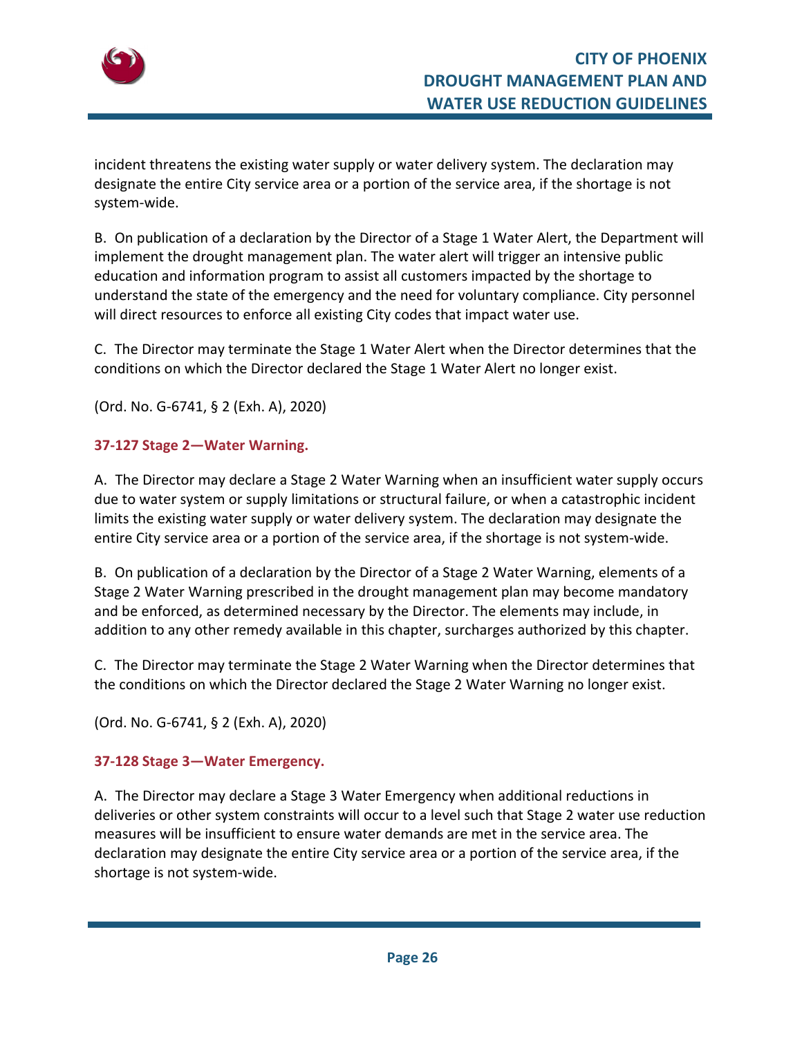incident threatens the existing water supply or water delivery system. The declaration may designate the entire City service area or a portion of the service area, if the shortage is not system-wide.

B. On publication of a declaration by the Director of a Stage 1 Water Alert, the Department will implement the drought management plan. The water alert will trigger an intensive public education and information program to assist all customers impacted by the shortage to understand the state of the emergency and the need for voluntary compliance. City personnel will direct resources to enforce all existing City codes that impact water use.

C. The Director may terminate the Stage 1 Water Alert when the Director determines that the conditions on which the Director declared the Stage 1 Water Alert no longer exist.

(Ord. No. G-6741, § 2 (Exh. A), 2020)

### 37-127 Stage 2—Water Warning.

A. The Director may declare a Stage 2 Water Warning when an insufficient water supply occurs due to water system or supply limitations or structural failure, or when a catastrophic incident limits the existing water supply or water delivery system. The declaration may designate the entire City service area or a portion of the service area, if the shortage is not system-wide.

B. On publication of a declaration by the Director of a Stage 2 Water Warning, elements of a Stage 2 Water Warning prescribed in the drought management plan may become mandatory and be enforced, as determined necessary by the Director. The elements may include, in addition to any other remedy available in this chapter, surcharges authorized by this chapter.

C. The Director may terminate the Stage 2 Water Warning when the Director determines that the conditions on which the Director declared the Stage 2 Water Warning no longer exist.

(Ord. No. G-6741, § 2 (Exh. A), 2020)

### 37-128 Stage 3—Water Emergency.

A. The Director may declare a Stage 3 Water Emergency when additional reductions in deliveries or other system constraints will occur to a level such that Stage 2 water use reduction measures will be insufficient to ensure water demands are met in the service area. The declaration may designate the entire City service area or a portion of the service area, if the shortage is not system-wide.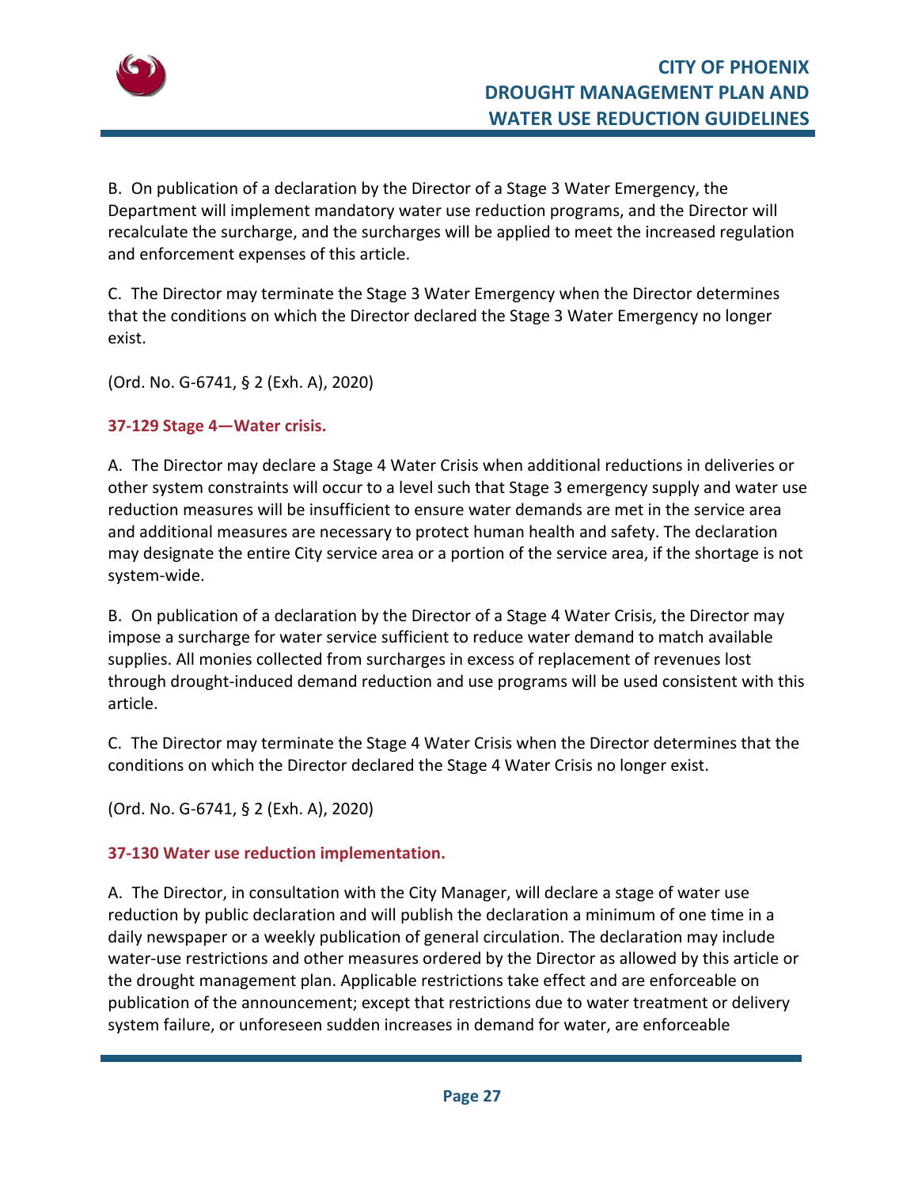B. On publication of a declaration by the Director of a Stage 3 Water Emergency, the Department will implement mandatory water use reduction programs, and the Director will recalculate the surcharge, and the surcharges will be applied to meet the increased regulation and enforcement expenses of this article.

C. The Director may terminate the Stage 3 Water Emergency when the Director determines that the conditions on which the Director declared the Stage 3 Water Emergency no longer exist.

(Ord. No. G-6741, § 2 (Exh. A), 2020)

### 37-129 Stage 4—Water crisis.

A. The Director may declare a Stage 4 Water Crisis when additional reductions in deliveries or other system constraints will occur to a level such that Stage 3 emergency supply and water use reduction measures will be insufficient to ensure water demands are met in the service area and additional measures are necessary to protect human health and safety. The declaration may designate the entire City service area or a portion of the service area, if the shortage is not system-wide.

B. On publication of a declaration by the Director of a Stage 4 Water Crisis, the Director may impose a surcharge for water service sufficient to reduce water demand to match available supplies. All monies collected from surcharges in excess of replacement of revenues lost through drought-induced demand reduction and use programs will be used consistent with this article.

C. The Director may terminate the Stage 4 Water Crisis when the Director determines that the conditions on which the Director declared the Stage 4 Water Crisis no longer exist.

(Ord. No. G-6741, § 2 (Exh. A), 2020)

### 37-130 Water use reduction implementation.

A. The Director, in consultation with the City Manager, will declare a stage of water use reduction by public declaration and will publish the declaration a minimum of one time in a daily newspaper or a weekly publication of general circulation. The declaration may include water-use restrictions and other measures ordered by the Director as allowed by this article or the drought management plan. Applicable restrictions take effect and are enforceable on publication of the announcement; except that restrictions due to water treatment or delivery system failure, or unforeseen sudden increases in demand for water, are enforceable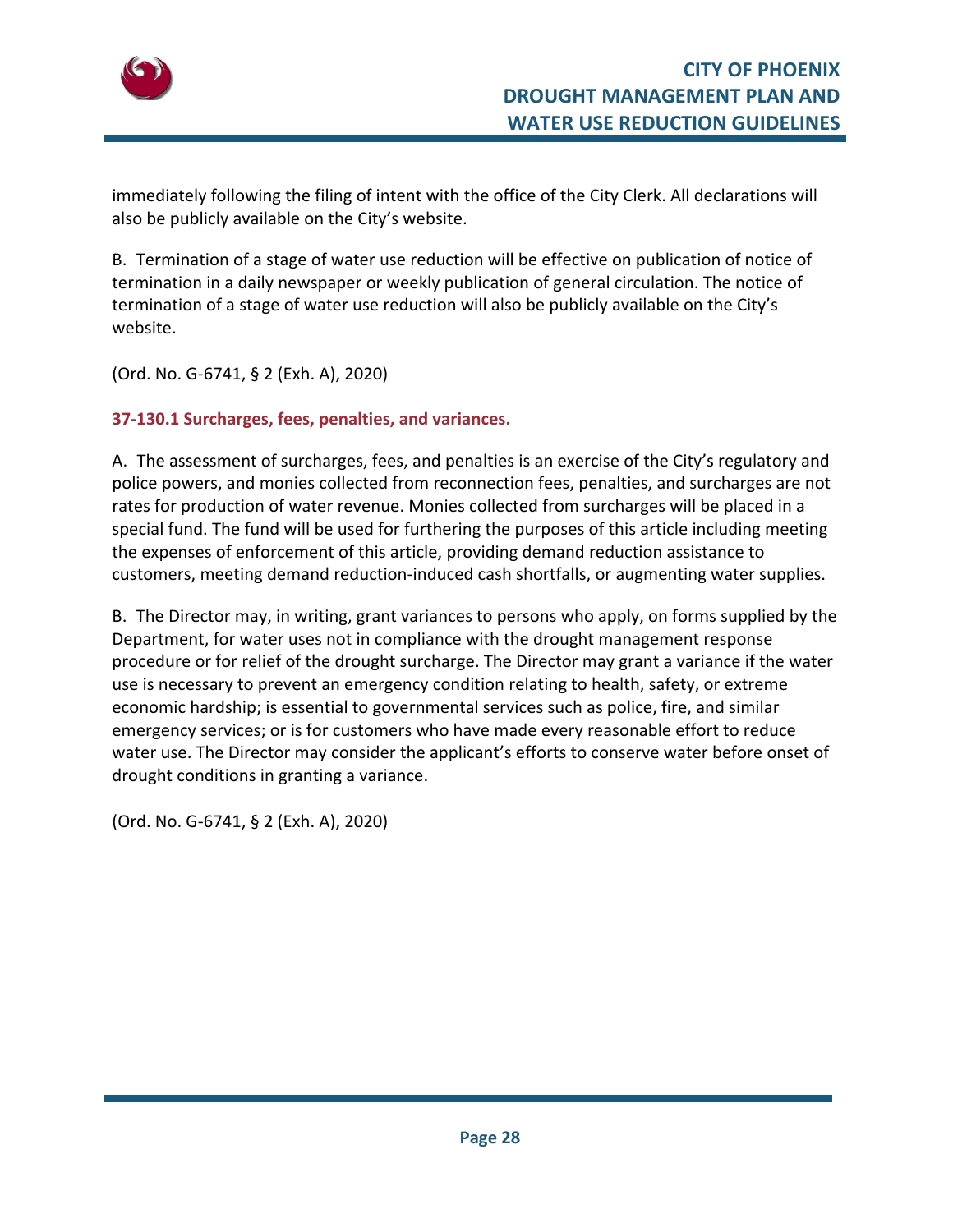immediately following the filing of intent with the office of the City Clerk. All declarations will also be publicly available on the City's website.

B. Termination of a stage of water use reduction will be effective on publication of notice of termination in a daily newspaper or weekly publication of general circulation. The notice of termination of a stage of water use reduction will also be publicly available on the City's website.

(Ord. No. G-6741, § 2 (Exh. A), 2020)

### 37-130.1 Surcharges, fees, penalties, and variances.

A. The assessment of surcharges, fees, and penalties is an exercise of the City's regulatory and police powers, and monies collected from reconnection fees, penalties, and surcharges are not rates for production of water revenue. Monies collected from surcharges will be placed in a special fund. The fund will be used for furthering the purposes of this article including meeting the expenses of enforcement of this article, providing demand reduction assistance to customers, meeting demand reduction-induced cash shortfalls, or augmenting water supplies.

B. The Director may, in writing, grant variances to persons who apply, on forms supplied by the Department, for water uses not in compliance with the drought management response procedure or for relief of the drought surcharge. The Director may grant a variance if the water use is necessary to prevent an emergency condition relating to health, safety, or extreme economic hardship; is essential to governmental services such as police, fire, and similar emergency services; or is for customers who have made every reasonable effort to reduce water use. The Director may consider the applicant's efforts to conserve water before onset of drought conditions in granting a variance.

(Ord. No. G-6741, § 2 (Exh. A), 2020)